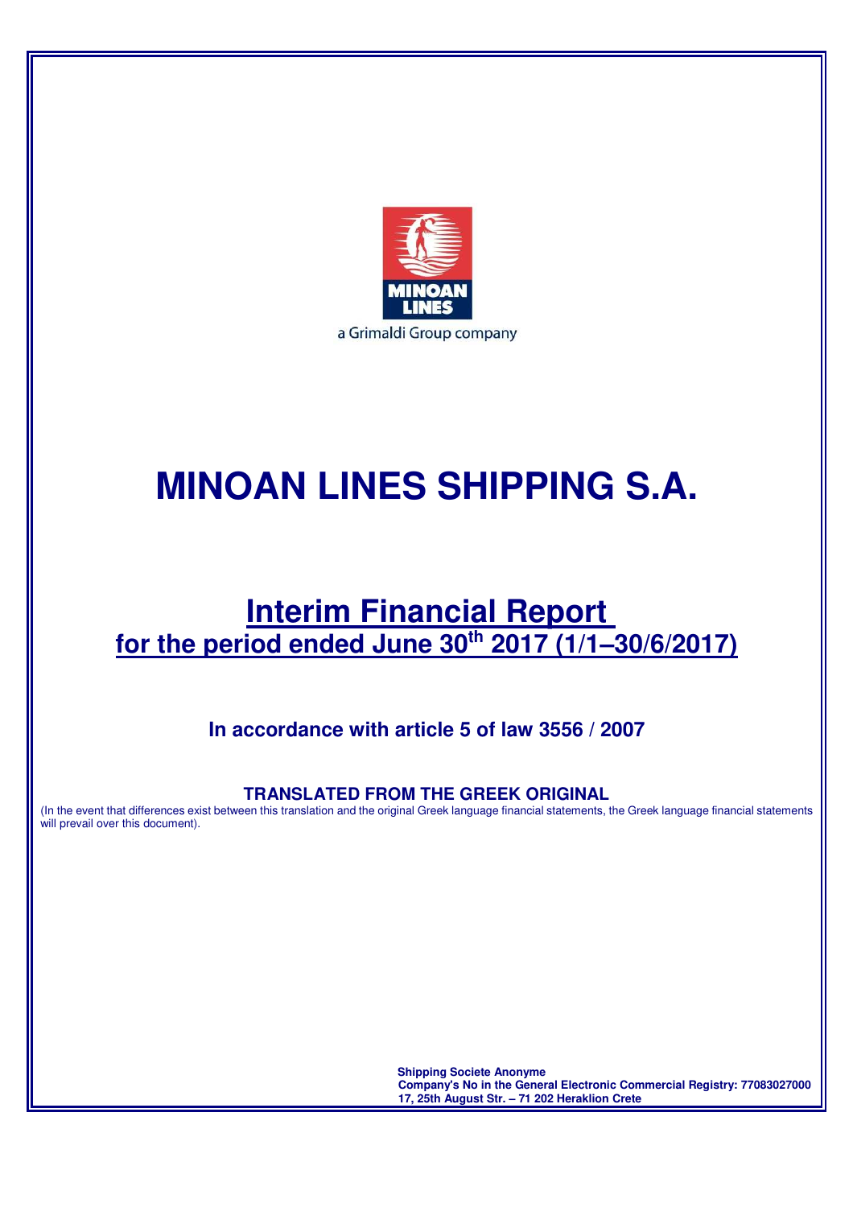MINOAN LINES

a Grimaldi Group company

# MINOAN LINES SHIPPING S.A.

## Interim Financial Report
## for the period ended June 30th 2017 (1/1–30/6/2017)

### In accordance with article 5 of law 3556 / 2007

**TRANSLATED FROM THE GREEK ORIGINAL**

(In the event that differences exist between this translation and the original Greek language financial statements, the Greek language financial statements will prevail over this document).

**Shipping Societe Anonyme**
**Company's No in the General Electronic Commercial Registry: 77083027000**
**17, 25th August Str. – 71 202 Heraklion Crete**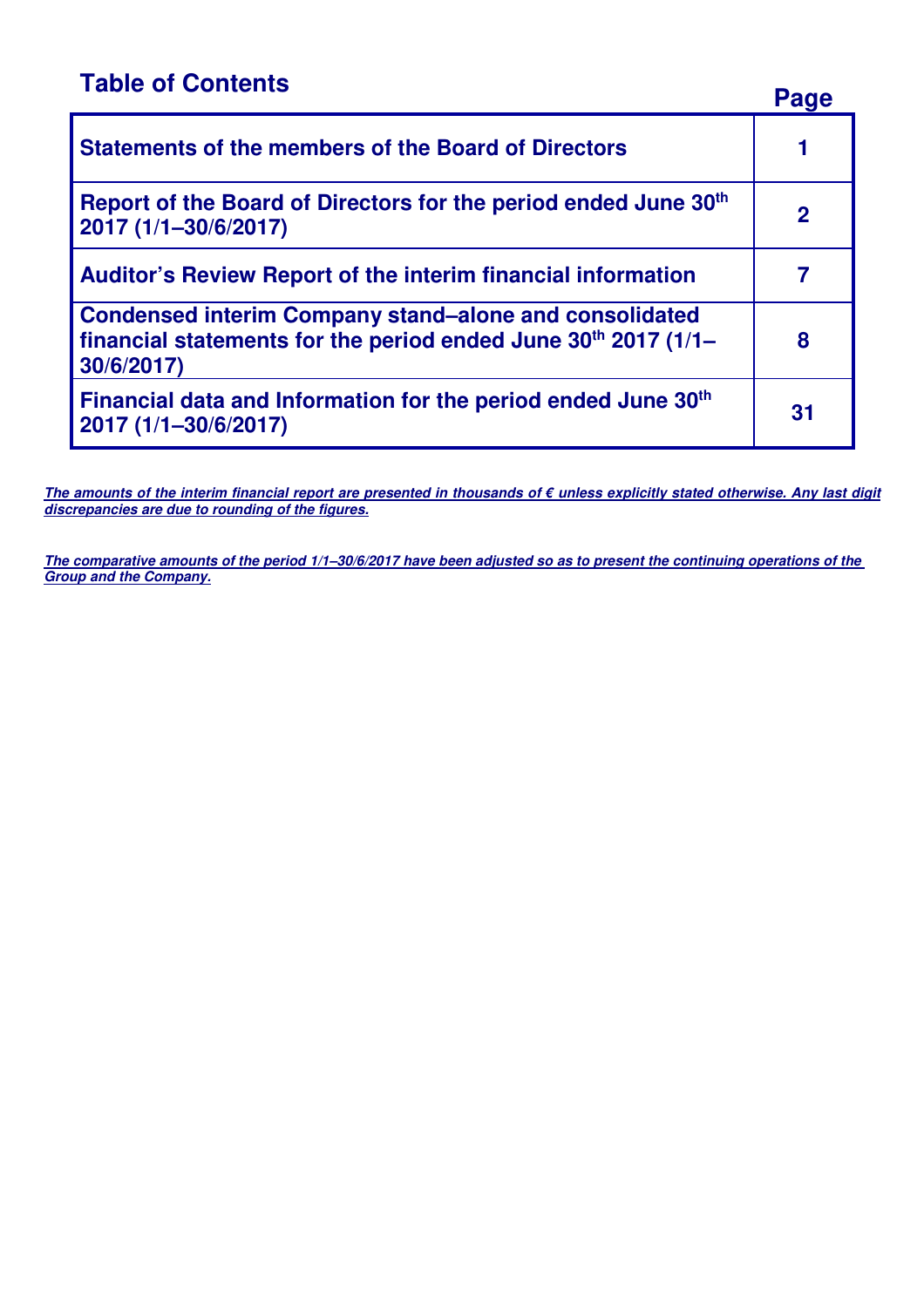# Table of Contents

| | Page |
|---|---|
| **Statements of the members of the Board of Directors** | **1** |
| **Report of the Board of Directors for the period ended June 30th 2017 (1/1–30/6/2017)** | **2** |
| **Auditor's Review Report of the interim financial information** | **7** |
| **Condensed interim Company stand–alone and consolidated financial statements for the period ended June 30th 2017 (1/1–30/6/2017)** | **8** |
| **Financial data and Information for the period ended June 30th 2017 (1/1–30/6/2017)** | **31** |

***The amounts of the interim financial report are presented in thousands of € unless explicitly stated otherwise. Any last digit discrepancies are due to rounding of the figures.***

***The comparative amounts of the period 1/1–30/6/2017 have been adjusted so as to present the continuing operations of the Group and the Company.***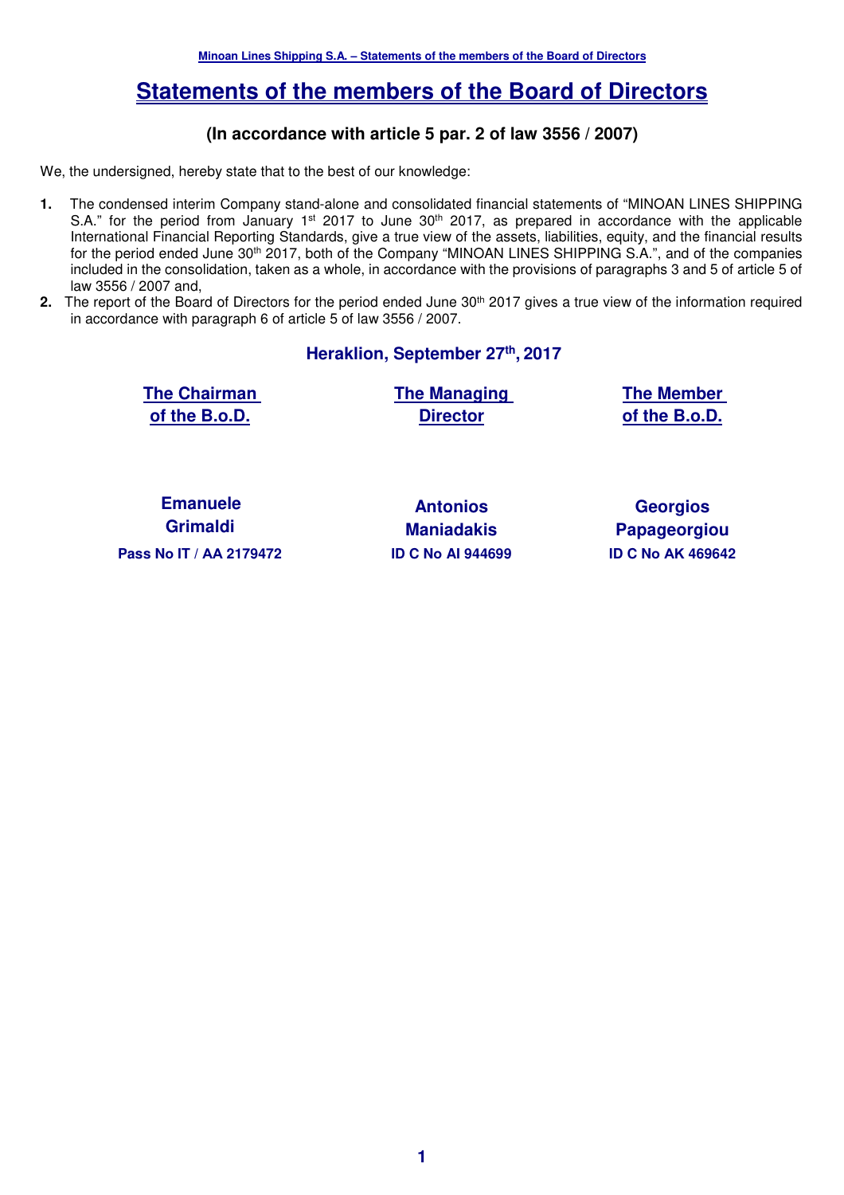# Statements of the members of the Board of Directors

### (In accordance with article 5 par. 2 of law 3556 / 2007)

We, the undersigned, hereby state that to the best of our knowledge:

1. The condensed interim Company stand-alone and consolidated financial statements of "MINOAN LINES SHIPPING S.A." for the period from January 1st 2017 to June 30th 2017, as prepared in accordance with the applicable International Financial Reporting Standards, give a true view of the assets, liabilities, equity, and the financial results for the period ended June 30th 2017, both of the Company "MINOAN LINES SHIPPING S.A.", and of the companies included in the consolidation, taken as a whole, in accordance with the provisions of paragraphs 3 and 5 of article 5 of law 3556 / 2007 and,
2. The report of the Board of Directors for the period ended June 30th 2017 gives a true view of the information required in accordance with paragraph 6 of article 5 of law 3556 / 2007.

**Heraklion, September 27th, 2017**

| The Chairman of the B.o.D. | The Managing Director | The Member of the B.o.D. |
|---|---|---|
| **Emanuele Grimaldi** | **Antonios Maniadakis** | **Georgios Papageorgiou** |
| **Pass No IT / AA 2179472** | **ID C No AI 944699** | **ID C No AK 469642** |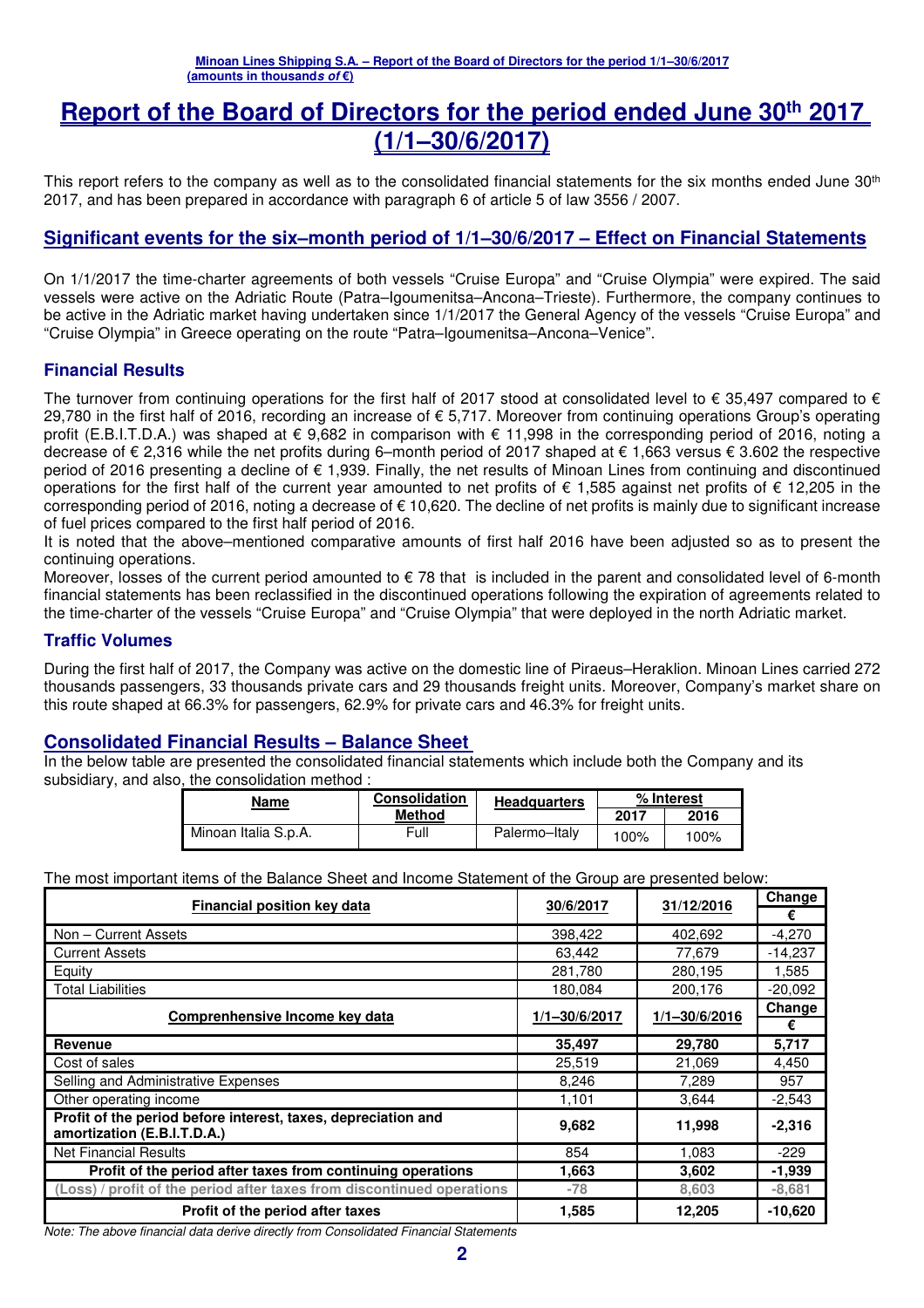# Report of the Board of Directors for the period ended June 30th 2017 (1/1–30/6/2017)

This report refers to the company as well as to the consolidated financial statements for the six months ended June 30th 2017, and has been prepared in accordance with paragraph 6 of article 5 of law 3556 / 2007.

## Significant events for the six–month period of 1/1–30/6/2017 – Effect on Financial Statements

On 1/1/2017 the time-charter agreements of both vessels "Cruise Europa" and "Cruise Olympia" were expired. The said vessels were active on the Adriatic Route (Patra–Igoumenitsa–Ancona–Trieste). Furthermore, the company continues to be active in the Adriatic market having undertaken since 1/1/2017 the General Agency of the vessels "Cruise Europa" and "Cruise Olympia" in Greece operating on the route "Patra–Igoumenitsa–Ancona–Venice".

### Financial Results

The turnover from continuing operations for the first half of 2017 stood at consolidated level to € 35,497 compared to € 29,780 in the first half of 2016, recording an increase of € 5,717. Moreover from continuing operations Group's operating profit (E.B.I.T.D.A.) was shaped at € 9,682 in comparison with € 11,998 in the corresponding period of 2016, noting a decrease of € 2,316 while the net profits during 6–month period of 2017 shaped at € 1,663 versus € 3.602 the respective period of 2016 presenting a decline of € 1,939. Finally, the net results of Minoan Lines from continuing and discontinued operations for the first half of the current year amounted to net profits of € 1,585 against net profits of € 12,205 in the corresponding period of 2016, noting a decrease of € 10,620. The decline of net profits is mainly due to significant increase of fuel prices compared to the first half period of 2016.

It is noted that the above–mentioned comparative amounts of first half 2016 have been adjusted so as to present the continuing operations.

Moreover, losses of the current period amounted to € 78 that is included in the parent and consolidated level of 6-month financial statements has been reclassified in the discontinued operations following the expiration of agreements related to the time-charter of the vessels "Cruise Europa" and "Cruise Olympia" that were deployed in the north Adriatic market.

### Traffic Volumes

During the first half of 2017, the Company was active on the domestic line of Piraeus–Heraklion. Minoan Lines carried 272 thousands passengers, 33 thousands private cars and 29 thousands freight units. Moreover, Company's market share on this route shaped at 66.3% for passengers, 62.9% for private cars and 46.3% for freight units.

## Consolidated Financial Results – Balance Sheet

In the below table are presented the consolidated financial statements which include both the Company and its subsidiary, and also, the consolidation method :

| Name | Consolidation Method | Headquarters | % Interest | |
|---|---|---|---|---|
| | | | 2017 | 2016 |
| Minoan Italia S.p.A. | Full | Palermo–Italy | 100% | 100% |

The most important items of the Balance Sheet and Income Statement of the Group are presented below:

| Financial position key data | 30/6/2017 | 31/12/2016 | Change € |
|---|---|---|---|
| Non – Current Assets | 398,422 | 402,692 | -4,270 |
| Current Assets | 63,442 | 77,679 | -14,237 |
| Equity | 281,780 | 280,195 | 1,585 |
| Total Liabilities | 180,084 | 200,176 | -20,092 |
| **Comprenhensive Income key data** | **1/1–30/6/2017** | **1/1–30/6/2016** | **Change €** |
| **Revenue** | **35,497** | **29,780** | **5,717** |
| Cost of sales | 25,519 | 21,069 | 4,450 |
| Selling and Administrative Expenses | 8,246 | 7,289 | 957 |
| Other operating income | 1,101 | 3,644 | -2,543 |
| **Profit of the period before interest, taxes, depreciation and amortization (E.B.I.T.D.A.)** | **9,682** | **11,998** | **-2,316** |
| Net Financial Results | 854 | 1,083 | -229 |
| **Profit of the period after taxes from continuing operations** | **1,663** | **3,602** | **-1,939** |
| (Loss) / profit of the period after taxes from discontinued operations | -78 | 8,603 | -8,681 |
| **Profit of the period after taxes** | **1,585** | **12,205** | **-10,620** |

*Note: The above financial data derive directly from Consolidated Financial Statements*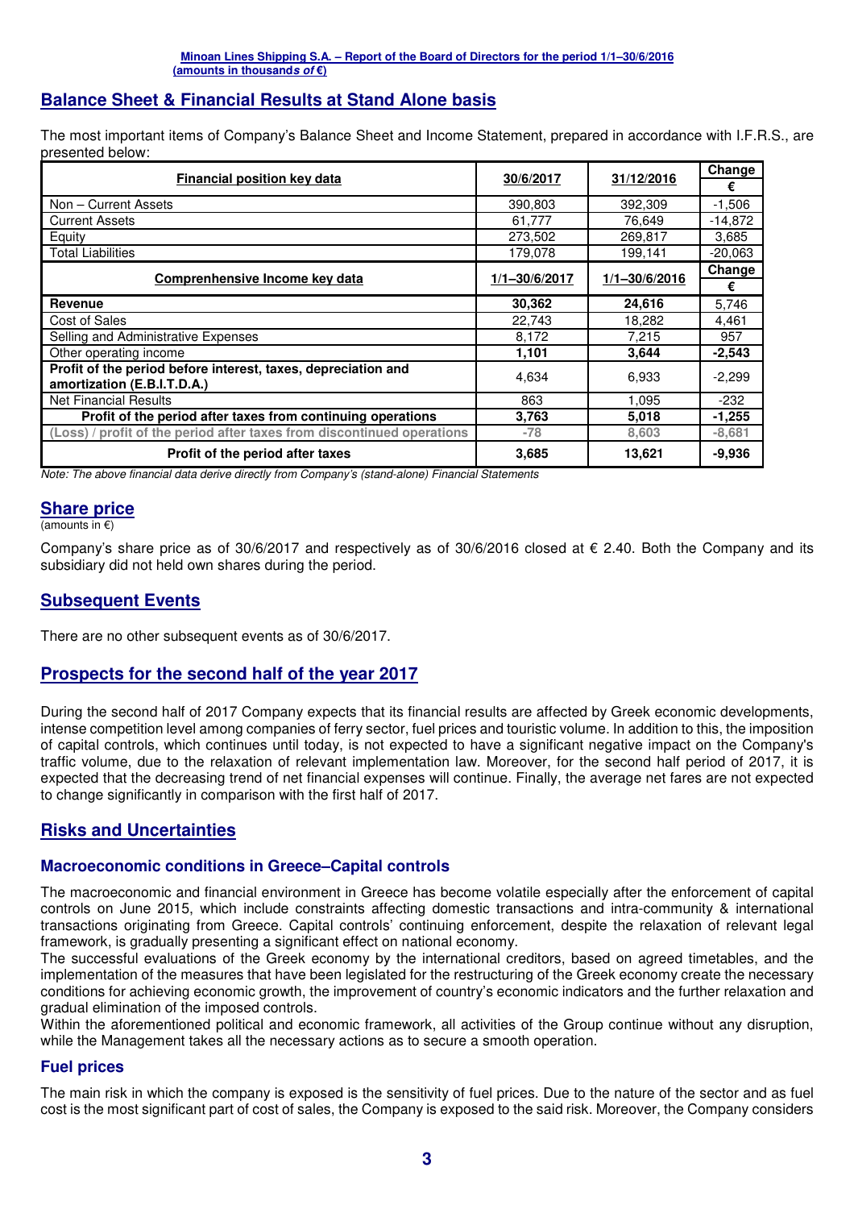## Balance Sheet & Financial Results at Stand Alone basis

The most important items of Company's Balance Sheet and Income Statement, prepared in accordance with I.F.R.S., are presented below:

| Financial position key data | 30/6/2017 | 31/12/2016 | Change € |
|---|---|---|---|
| Non – Current Assets | 390,803 | 392,309 | -1,506 |
| Current Assets | 61,777 | 76,649 | -14,872 |
| Equity | 273,502 | 269,817 | 3,685 |
| Total Liabilities | 179,078 | 199,141 | -20,063 |
| **Comprenhensive Income key data** | **1/1–30/6/2017** | **1/1–30/6/2016** | **Change €** |
| **Revenue** | **30,362** | **24,616** | 5,746 |
| Cost of Sales | 22,743 | 18,282 | 4,461 |
| Selling and Administrative Expenses | 8,172 | 7,215 | 957 |
| Other operating income | **1,101** | **3,644** | **-2,543** |
| **Profit of the period before interest, taxes, depreciation and amortization (E.B.I.T.D.A.)** | 4,634 | 6,933 | -2,299 |
| Net Financial Results | 863 | 1,095 | -232 |
| **Profit of the period after taxes from continuing operations** | **3,763** | **5,018** | **-1,255** |
| **(Loss) / profit of the period after taxes from discontinued operations** | **-78** | **8,603** | **-8,681** |
| **Profit of the period after taxes** | **3,685** | **13,621** | **-9,936** |

*Note: The above financial data derive directly from Company's (stand-alone) Financial Statements*

## Share price

(amounts in €)

Company's share price as of 30/6/2017 and respectively as of 30/6/2016 closed at € 2.40. Both the Company and its subsidiary did not held own shares during the period.

## Subsequent Events

There are no other subsequent events as of 30/6/2017.

## Prospects for the second half of the year 2017

During the second half of 2017 Company expects that its financial results are affected by Greek economic developments, intense competition level among companies of ferry sector, fuel prices and touristic volume. In addition to this, the imposition of capital controls, which continues until today, is not expected to have a significant negative impact on the Company's traffic volume, due to the relaxation of relevant implementation law. Moreover, for the second half period of 2017, it is expected that the decreasing trend of net financial expenses will continue. Finally, the average net fares are not expected to change significantly in comparison with the first half of 2017.

## Risks and Uncertainties

### Macroeconomic conditions in Greece–Capital controls

The macroeconomic and financial environment in Greece has become volatile especially after the enforcement of capital controls on June 2015, which include constraints affecting domestic transactions and intra-community & international transactions originating from Greece. Capital controls' continuing enforcement, despite the relaxation of relevant legal framework, is gradually presenting a significant effect on national economy.

The successful evaluations of the Greek economy by the international creditors, based on agreed timetables, and the implementation of the measures that have been legislated for the restructuring of the Greek economy create the necessary conditions for achieving economic growth, the improvement of country's economic indicators and the further relaxation and gradual elimination of the imposed controls.

Within the aforementioned political and economic framework, all activities of the Group continue without any disruption, while the Management takes all the necessary actions as to secure a smooth operation.

### Fuel prices

The main risk in which the company is exposed is the sensitivity of fuel prices. Due to the nature of the sector and as fuel cost is the most significant part of cost of sales, the Company is exposed to the said risk. Moreover, the Company considers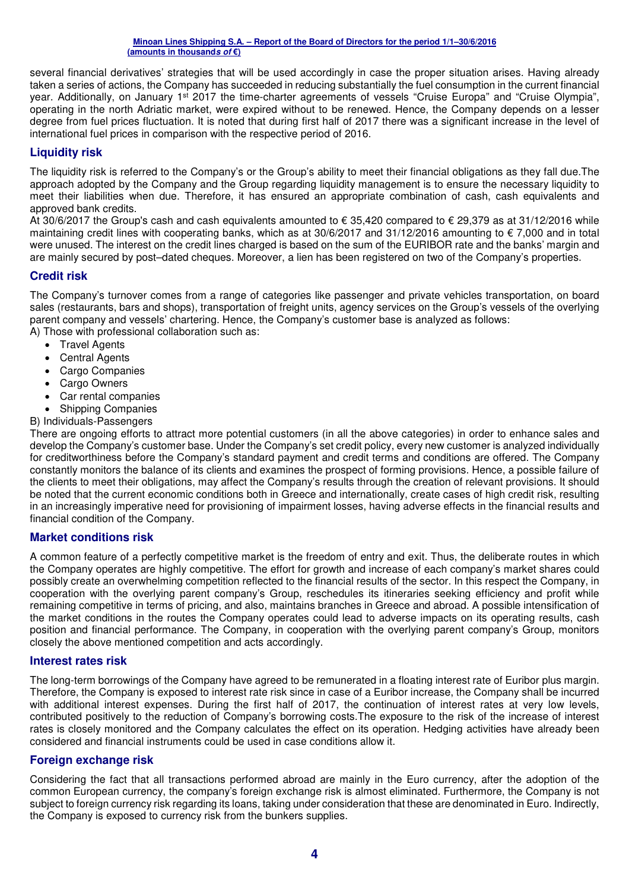several financial derivatives' strategies that will be used accordingly in case the proper situation arises. Having already taken a series of actions, the Company has succeeded in reducing substantially the fuel consumption in the current financial year. Additionally, on January 1st 2017 the time-charter agreements of vessels "Cruise Europa" and "Cruise Olympia", operating in the north Adriatic market, were expired without to be renewed. Hence, the Company depends on a lesser degree from fuel prices fluctuation. It is noted that during first half of 2017 there was a significant increase in the level of international fuel prices in comparison with the respective period of 2016.

## Liquidity risk

The liquidity risk is referred to the Company's or the Group's ability to meet their financial obligations as they fall due.The approach adopted by the Company and the Group regarding liquidity management is to ensure the necessary liquidity to meet their liabilities when due. Therefore, it has ensured an appropriate combination of cash, cash equivalents and approved bank credits.

At 30/6/2017 the Group's cash and cash equivalents amounted to € 35,420 compared to € 29,379 as at 31/12/2016 while maintaining credit lines with cooperating banks, which as at 30/6/2017 and 31/12/2016 amounting to € 7,000 and in total were unused. The interest on the credit lines charged is based on the sum of the EURIBOR rate and the banks' margin and are mainly secured by post–dated cheques. Moreover, a lien has been registered on two of the Company's properties.

## Credit risk

The Company's turnover comes from a range of categories like passenger and private vehicles transportation, on board sales (restaurants, bars and shops), transportation of freight units, agency services on the Group's vessels of the overlying parent company and vessels' chartering. Hence, the Company's customer base is analyzed as follows:

A) Those with professional collaboration such as:

- Travel Agents
- Central Agents
- Cargo Companies
- Cargo Owners
- Car rental companies
- Shipping Companies

B) Individuals-Passengers

There are ongoing efforts to attract more potential customers (in all the above categories) in order to enhance sales and develop the Company's customer base. Under the Company's set credit policy, every new customer is analyzed individually for creditworthiness before the Company's standard payment and credit terms and conditions are offered. The Company constantly monitors the balance of its clients and examines the prospect of forming provisions. Hence, a possible failure of the clients to meet their obligations, may affect the Company's results through the creation of relevant provisions. It should be noted that the current economic conditions both in Greece and internationally, create cases of high credit risk, resulting in an increasingly imperative need for provisioning of impairment losses, having adverse effects in the financial results and financial condition of the Company.

## Market conditions risk

A common feature of a perfectly competitive market is the freedom of entry and exit. Thus, the deliberate routes in which the Company operates are highly competitive. The effort for growth and increase of each company's market shares could possibly create an overwhelming competition reflected to the financial results of the sector. In this respect the Company, in cooperation with the overlying parent company's Group, reschedules its itineraries seeking efficiency and profit while remaining competitive in terms of pricing, and also, maintains branches in Greece and abroad. A possible intensification of the market conditions in the routes the Company operates could lead to adverse impacts on its operating results, cash position and financial performance. The Company, in cooperation with the overlying parent company's Group, monitors closely the above mentioned competition and acts accordingly.

## Interest rates risk

The long-term borrowings of the Company have agreed to be remunerated in a floating interest rate of Euribor plus margin. Therefore, the Company is exposed to interest rate risk since in case of a Euribor increase, the Company shall be incurred with additional interest expenses. During the first half of 2017, the continuation of interest rates at very low levels, contributed positively to the reduction of Company's borrowing costs.The exposure to the risk of the increase of interest rates is closely monitored and the Company calculates the effect on its operation. Hedging activities have already been considered and financial instruments could be used in case conditions allow it.

## Foreign exchange risk

Considering the fact that all transactions performed abroad are mainly in the Euro currency, after the adoption of the common European currency, the company's foreign exchange risk is almost eliminated. Furthermore, the Company is not subject to foreign currency risk regarding its loans, taking under consideration that these are denominated in Euro. Indirectly, the Company is exposed to currency risk from the bunkers supplies.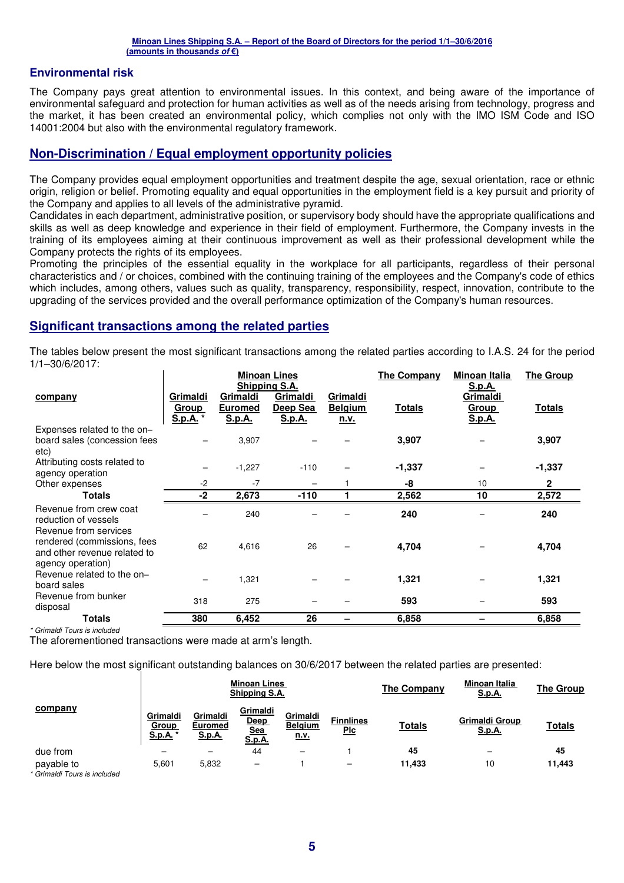## Environmental risk

The Company pays great attention to environmental issues. In this context, and being aware of the importance of environmental safeguard and protection for human activities as well as of the needs arising from technology, progress and the market, it has been created an environmental policy, which complies not only with the IMO ISM Code and ISO 14001:2004 but also with the environmental regulatory framework.

## Non-Discrimination / Equal employment opportunity policies

The Company provides equal employment opportunities and treatment despite the age, sexual orientation, race or ethnic origin, religion or belief. Promoting equality and equal opportunities in the employment field is a key pursuit and priority of the Company and applies to all levels of the administrative pyramid.

Candidates in each department, administrative position, or supervisory body should have the appropriate qualifications and skills as well as deep knowledge and experience in their field of employment. Furthermore, the Company invests in the training of its employees aiming at their continuous improvement as well as their professional development while the Company protects the rights of its employees.

Promoting the principles of the essential equality in the workplace for all participants, regardless of their personal characteristics and / or choices, combined with the continuing training of the employees and the Company's code of ethics which includes, among others, values such as quality, transparency, responsibility, respect, innovation, contribute to the upgrading of the services provided and the overall performance optimization of the Company's human resources.

## Significant transactions among the related parties

The tables below present the most significant transactions among the related parties according to I.A.S. 24 for the period 1/1–30/6/2017:

| | Minoan Lines Shipping S.A. | | | | The Company | Minoan Italia S.p.A. | The Group |
|---|---|---|---|---|---|---|---|
| **company** | **Grimaldi Group S.p.A. \*** | **Grimaldi Euromed S.p.A.** | **Grimaldi Deep Sea S.p.A.** | **Grimaldi Belgium n.v.** | **Totals** | **Grimaldi Group S.p.A.** | **Totals** |
| Expenses related to the on–board sales (concession fees etc) | – | 3,907 | – | – | **3,907** | – | **3,907** |
| Attributing costs related to agency operation | – | -1,227 | -110 | – | **-1,337** | – | **-1,337** |
| Other expenses | -2 | -7 | – | 1 | **-8** | 10 | **2** |
| **Totals** | **-2** | **2,673** | **-110** | **1** | **2,562** | **10** | **2,572** |
| Revenue from crew coat reduction of vessels | – | 240 | – | – | **240** | – | **240** |
| Revenue from services rendered (commissions, fees and other revenue related to agency operation) | 62 | 4,616 | 26 | – | **4,704** | – | **4,704** |
| Revenue related to the on–board sales | – | 1,321 | – | – | **1,321** | – | **1,321** |
| Revenue from bunker disposal | 318 | 275 | – | – | **593** | – | **593** |
| **Totals** | **380** | **6,452** | **26** | **–** | **6,858** | **–** | **6,858** |

*\* Grimaldi Tours is included*

The aforementioned transactions were made at arm's length.

Here below the most significant outstanding balances on 30/6/2017 between the related parties are presented:

| | Minoan Lines Shipping S.A. | | | | | The Company | Minoan Italia S.p.A. | The Group |
|---|---|---|---|---|---|---|---|---|
| **company** | **Grimaldi Group S.p.A. \*** | **Grimaldi Euromed S.p.A.** | **Grimaldi Deep Sea S.p.A.** | **Grimaldi Belgium n.v.** | **Finnlines Plc** | **Totals** | **Grimaldi Group S.p.A.** | **Totals** |
| due from | – | – | 44 | – | 1 | **45** | – | **45** |
| payable to | 5,601 | 5,832 | – | 1 | – | **11,433** | 10 | **11,443** |

*\* Grimaldi Tours is included*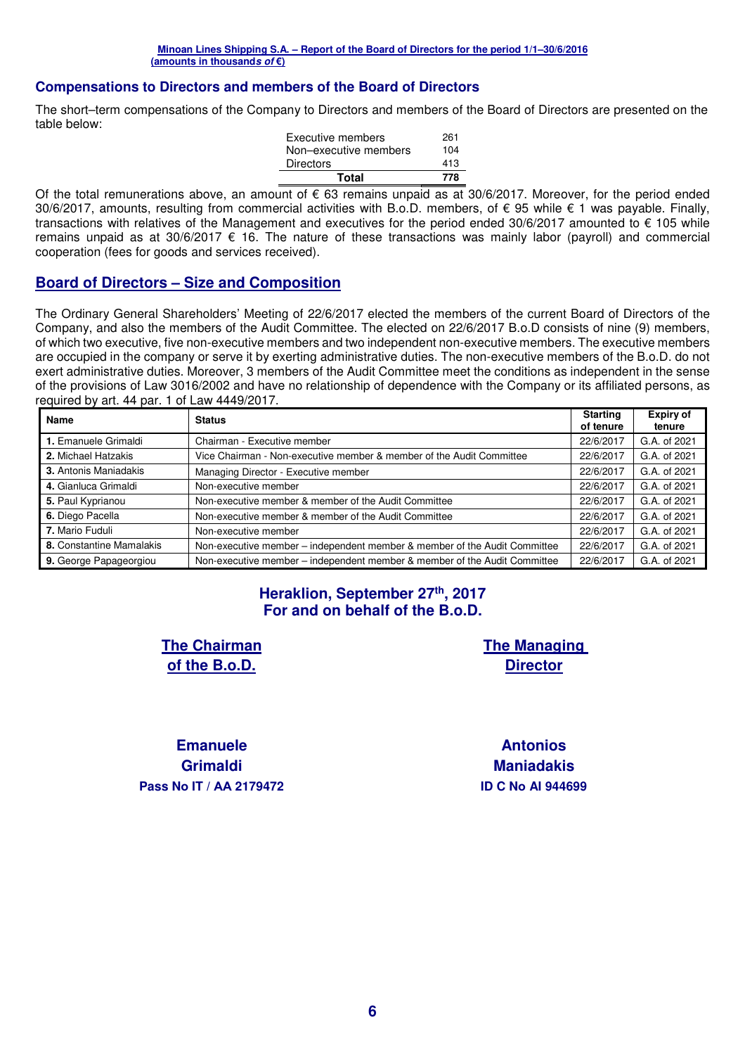## Compensations to Directors and members of the Board of Directors

The short–term compensations of the Company to Directors and members of the Board of Directors are presented on the table below:

| | |
|---|---|
| Executive members | 261 |
| Non–executive members | 104 |
| Directors | 413 |
| **Total** | **778** |

Of the total remunerations above, an amount of € 63 remains unpaid as at 30/6/2017. Moreover, for the period ended 30/6/2017, amounts, resulting from commercial activities with B.o.D. members, of € 95 while € 1 was payable. Finally, transactions with relatives of the Management and executives for the period ended 30/6/2017 amounted to € 105 while remains unpaid as at 30/6/2017 € 16. The nature of these transactions was mainly labor (payroll) and commercial cooperation (fees for goods and services received).

## Board of Directors – Size and Composition

The Ordinary General Shareholders' Meeting of 22/6/2017 elected the members of the current Board of Directors of the Company, and also the members of the Audit Committee. The elected on 22/6/2017 B.o.D consists of nine (9) members, of which two executive, five non-executive members and two independent non-executive members. The executive members are occupied in the company or serve it by exerting administrative duties. The non-executive members of the B.o.D. do not exert administrative duties. Moreover, 3 members of the Audit Committee meet the conditions as independent in the sense of the provisions of Law 3016/2002 and have no relationship of dependence with the Company or its affiliated persons, as required by art. 44 par. 1 of Law 4449/2017.

| Name | Status | Starting of tenure | Expiry of tenure |
|---|---|---|---|
| **1.** Emanuele Grimaldi | Chairman - Executive member | 22/6/2017 | G.A. of 2021 |
| **2.** Michael Hatzakis | Vice Chairman - Non-executive member & member of the Audit Committee | 22/6/2017 | G.A. of 2021 |
| **3.** Antonis Maniadakis | Managing Director - Executive member | 22/6/2017 | G.A. of 2021 |
| **4.** Gianluca Grimaldi | Non-executive member | 22/6/2017 | G.A. of 2021 |
| **5.** Paul Kyprianou | Non-executive member & member of the Audit Committee | 22/6/2017 | G.A. of 2021 |
| **6.** Diego Pacella | Non-executive member & member of the Audit Committee | 22/6/2017 | G.A. of 2021 |
| **7.** Mario Fuduli | Non-executive member | 22/6/2017 | G.A. of 2021 |
| **8.** Constantine Mamalakis | Non-executive member – independent member & member of the Audit Committee | 22/6/2017 | G.A. of 2021 |
| **9.** George Papageorgiou | Non-executive member – independent member & member of the Audit Committee | 22/6/2017 | G.A. of 2021 |

**Heraklion, September 27th, 2017**
**For and on behalf of the B.o.D.**

**The Chairman of the B.o.D.**

**Emanuele Grimaldi**
**Pass No IT / AA 2179472**

**The Managing Director**

**Antonios Maniadakis**
**ID C No AI 944699**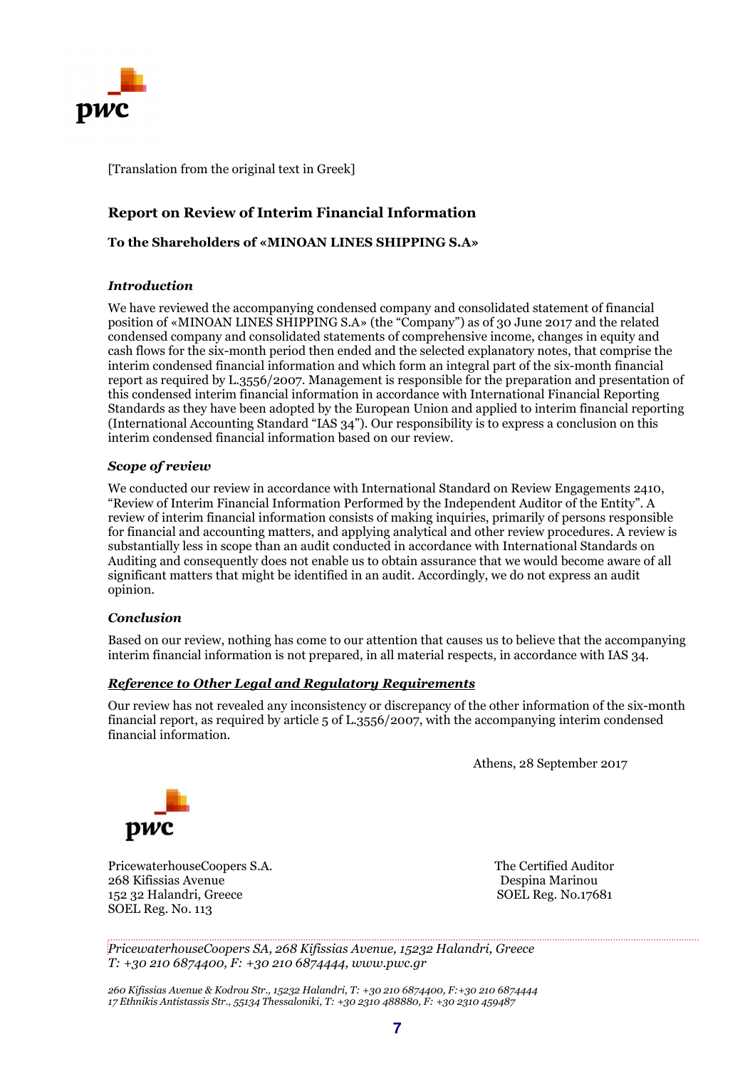[Translation from the original text in Greek]

## Report on Review of Interim Financial Information

**To the Shareholders of «MINOAN LINES SHIPPING S.A»**

### *Introduction*

We have reviewed the accompanying condensed company and consolidated statement of financial position of «MINOAN LINES SHIPPING S.A» (the "Company") as of 30 June 2017 and the related condensed company and consolidated statements of comprehensive income, changes in equity and cash flows for the six-month period then ended and the selected explanatory notes, that comprise the interim condensed financial information and which form an integral part of the six-month financial report as required by L.3556/2007. Management is responsible for the preparation and presentation of this condensed interim financial information in accordance with International Financial Reporting Standards as they have been adopted by the European Union and applied to interim financial reporting (International Accounting Standard "IAS 34"). Our responsibility is to express a conclusion on this interim condensed financial information based on our review.

### *Scope of review*

We conducted our review in accordance with International Standard on Review Engagements 2410, "Review of Interim Financial Information Performed by the Independent Auditor of the Entity". A review of interim financial information consists of making inquiries, primarily of persons responsible for financial and accounting matters, and applying analytical and other review procedures. A review is substantially less in scope than an audit conducted in accordance with International Standards on Auditing and consequently does not enable us to obtain assurance that we would become aware of all significant matters that might be identified in an audit. Accordingly, we do not express an audit opinion.

### *Conclusion*

Based on our review, nothing has come to our attention that causes us to believe that the accompanying interim financial information is not prepared, in all material respects, in accordance with IAS 34.

### ***Reference to Other Legal and Regulatory Requirements***

Our review has not revealed any inconsistency or discrepancy of the other information of the six-month financial report, as required by article 5 of L.3556/2007, with the accompanying interim condensed financial information.

Athens, 28 September 2017

PricewaterhouseCoopers S.A.
268 Kifissias Avenue
152 32 Halandri, Greece
SOEL Reg. No. 113

The Certified Auditor
Despina Marinou
SOEL Reg. No.17681

*PricewaterhouseCoopers SA, 268 Kifissias Avenue, 15232 Halandri, Greece*
*T: +30 210 6874400, F: +30 210 6874444, www.pwc.gr*

*260 Kifissias Avenue & Kodrou Str., 15232 Halandri, T: +30 210 6874400, F:+30 210 6874444*
*17 Ethnikis Antistassis Str., 55134 Thessaloniki, T: +30 2310 488880, F: +30 2310 459487*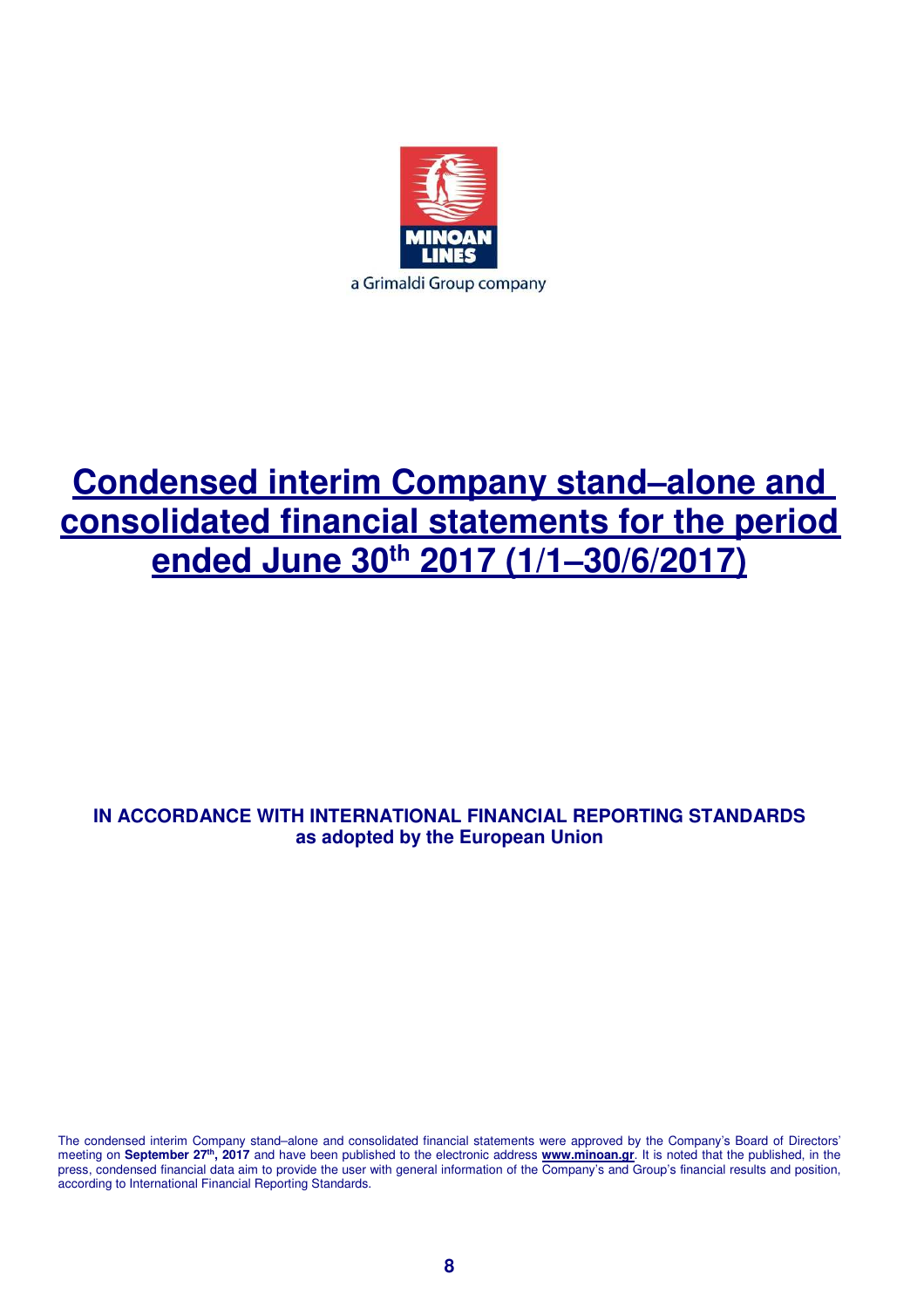MINOAN LINES

a Grimaldi Group company

# Condensed interim Company stand–alone and consolidated financial statements for the period ended June 30th 2017 (1/1–30/6/2017)

**IN ACCORDANCE WITH INTERNATIONAL FINANCIAL REPORTING STANDARDS**
**as adopted by the European Union**

The condensed interim Company stand–alone and consolidated financial statements were approved by the Company's Board of Directors' meeting on **September 27th, 2017** and have been published to the electronic address **www.minoan.gr**. It is noted that the published, in the press, condensed financial data aim to provide the user with general information of the Company's and Group's financial results and position, according to International Financial Reporting Standards.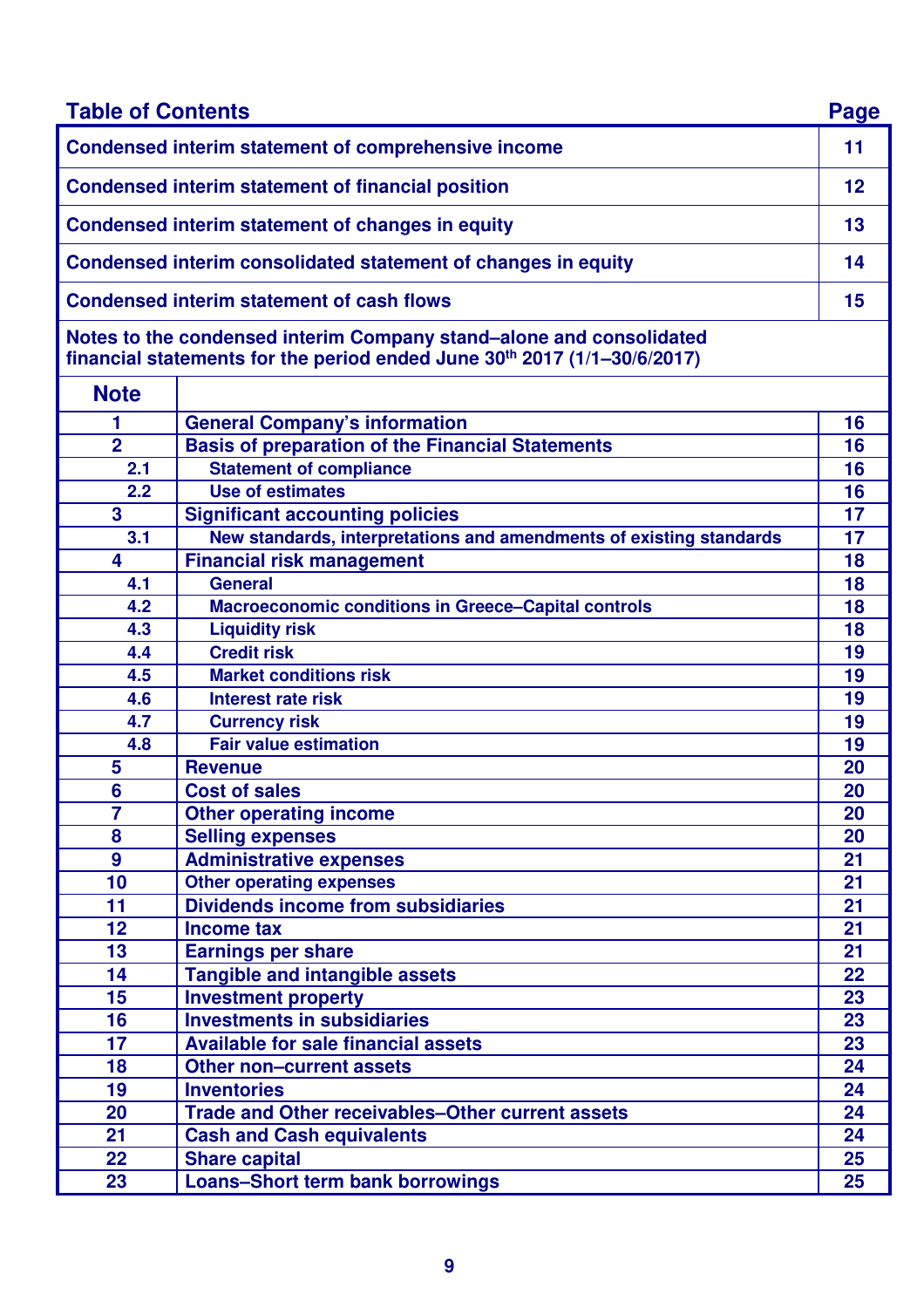## Table of Contents

| | Page |
|---|---|
| **Condensed interim statement of comprehensive income** | **11** |
| **Condensed interim statement of financial position** | **12** |
| **Condensed interim statement of changes in equity** | **13** |
| **Condensed interim consolidated statement of changes in equity** | **14** |
| **Condensed interim statement of cash flows** | **15** |

**Notes to the condensed interim Company stand–alone and consolidated financial statements for the period ended June 30th 2017 (1/1–30/6/2017)**

| Note | | |
|---|---|---|
| 1 | General Company's information | 16 |
| 2 | Basis of preparation of the Financial Statements | 16 |
| 2.1 | Statement of compliance | 16 |
| 2.2 | Use of estimates | 16 |
| 3 | Significant accounting policies | 17 |
| 3.1 | New standards, interpretations and amendments of existing standards | 17 |
| 4 | Financial risk management | 18 |
| 4.1 | General | 18 |
| 4.2 | Macroeconomic conditions in Greece–Capital controls | 18 |
| 4.3 | Liquidity risk | 18 |
| 4.4 | Credit risk | 19 |
| 4.5 | Market conditions risk | 19 |
| 4.6 | Interest rate risk | 19 |
| 4.7 | Currency risk | 19 |
| 4.8 | Fair value estimation | 19 |
| 5 | Revenue | 20 |
| 6 | Cost of sales | 20 |
| 7 | Other operating income | 20 |
| 8 | Selling expenses | 20 |
| 9 | Administrative expenses | 21 |
| 10 | Other operating expenses | 21 |
| 11 | Dividends income from subsidiaries | 21 |
| 12 | Income tax | 21 |
| 13 | Earnings per share | 21 |
| 14 | Tangible and intangible assets | 22 |
| 15 | Investment property | 23 |
| 16 | Investments in subsidiaries | 23 |
| 17 | Available for sale financial assets | 23 |
| 18 | Other non–current assets | 24 |
| 19 | Inventories | 24 |
| 20 | Trade and Other receivables–Other current assets | 24 |
| 21 | Cash and Cash equivalents | 24 |
| 22 | Share capital | 25 |
| 23 | Loans–Short term bank borrowings | 25 |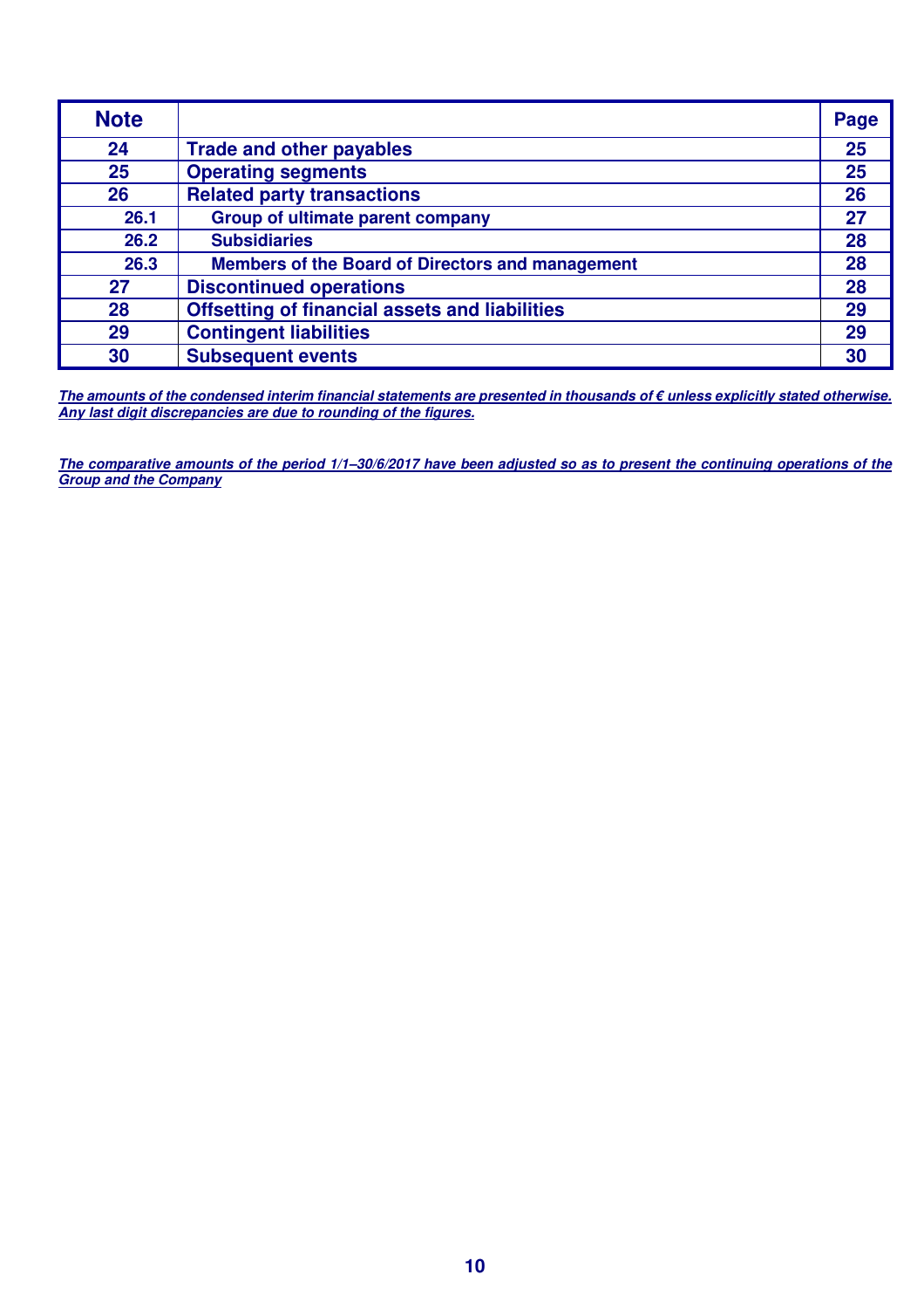| Note | | Page |
|---|---|---|
| **24** | **Trade and other payables** | **25** |
| **25** | **Operating segments** | **25** |
| **26** | **Related party transactions** | **26** |
| **26.1** | **Group of ultimate parent company** | **27** |
| **26.2** | **Subsidiaries** | **28** |
| **26.3** | **Members of the Board of Directors and management** | **28** |
| **27** | **Discontinued operations** | **28** |
| **28** | **Offsetting of financial assets and liabilities** | **29** |
| **29** | **Contingent liabilities** | **29** |
| **30** | **Subsequent events** | **30** |

***The amounts of the condensed interim financial statements are presented in thousands of € unless explicitly stated otherwise. Any last digit discrepancies are due to rounding of the figures.***

***The comparative amounts of the period 1/1–30/6/2017 have been adjusted so as to present the continuing operations of the Group and the Company***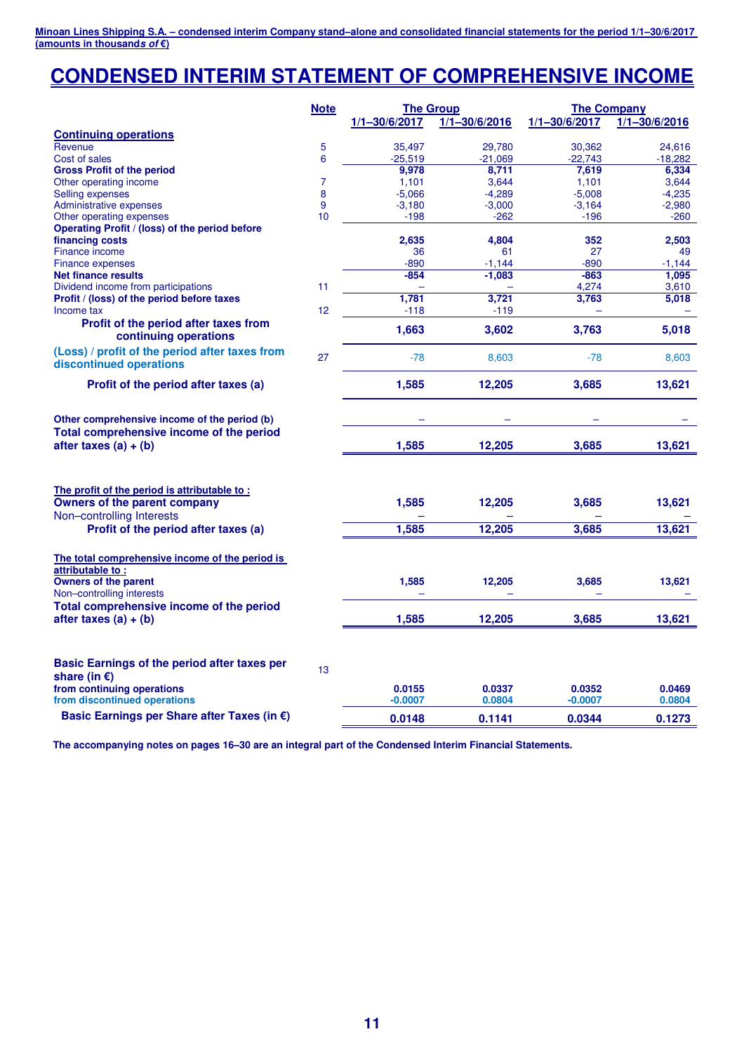# CONDENSED INTERIM STATEMENT OF COMPREHENSIVE INCOME

| | Note | The Group | | The Company | |
|---|---|---|---|---|---|
| | | 1/1–30/6/2017 | 1/1–30/6/2016 | 1/1–30/6/2017 | 1/1–30/6/2016 |
| **Continuing operations** | | | | | |
| Revenue | 5 | 35,497 | 29,780 | 30,362 | 24,616 |
| Cost of sales | 6 | -25,519 | -21,069 | -22,743 | -18,282 |
| **Gross Profit of the period** | | **9,978** | **8,711** | **7,619** | **6,334** |
| Other operating income | 7 | 1,101 | 3,644 | 1,101 | 3,644 |
| Selling expenses | 8 | -5,066 | -4,289 | -5,008 | -4,235 |
| Administrative expenses | 9 | -3,180 | -3,000 | -3,164 | -2,980 |
| Other operating expenses | 10 | -198 | -262 | -196 | -260 |
| **Operating Profit / (loss) of the period before financing costs** | | **2,635** | **4,804** | **352** | **2,503** |
| Finance income | | 36 | 61 | 27 | 49 |
| Finance expenses | | -890 | -1,144 | -890 | -1,144 |
| **Net finance results** | | **-854** | **-1,083** | **-863** | **1,095** |
| Dividend income from participations | 11 | – | – | 4,274 | 3,610 |
| **Profit / (loss) of the period before taxes** | | **1,781** | **3,721** | **3,763** | **5,018** |
| Income tax | 12 | -118 | -119 | – | – |
| **Profit of the period after taxes from continuing operations** | | **1,663** | **3,602** | **3,763** | **5,018** |
| **(Loss) / profit of the period after taxes from discontinued operations** | 27 | -78 | 8,603 | -78 | 8,603 |
| **Profit of the period after taxes (a)** | | **1,585** | **12,205** | **3,685** | **13,621** |
| **Other comprehensive income of the period (b)** | | – | – | – | – |
| **Total comprehensive income of the period after taxes (a) + (b)** | | **1,585** | **12,205** | **3,685** | **13,621** |
| **The profit of the period is attributable to :** | | | | | |
| **Owners of the parent company** | | **1,585** | **12,205** | **3,685** | **13,621** |
| Non–controlling Interests | | – | – | – | – |
| **Profit of the period after taxes (a)** | | **1,585** | **12,205** | **3,685** | **13,621** |
| **The total comprehensive income of the period is attributable to :** | | | | | |
| **Owners of the parent** | | **1,585** | **12,205** | **3,685** | **13,621** |
| Non–controlling interests | | – | – | – | – |
| **Total comprehensive income of the period after taxes (a) + (b)** | | **1,585** | **12,205** | **3,685** | **13,621** |
| **Basic Earnings of the period after taxes per share (in €)** | 13 | | | | |
| **from continuing operations** | | **0.0155** | **0.0337** | **0.0352** | **0.0469** |
| **from discontinued operations** | | **-0.0007** | **0.0804** | **-0.0007** | **0.0804** |
| **Basic Earnings per Share after Taxes (in €)** | | **0.0148** | **0.1141** | **0.0344** | **0.1273** |

**The accompanying notes on pages 16–30 are an integral part of the Condensed Interim Financial Statements.**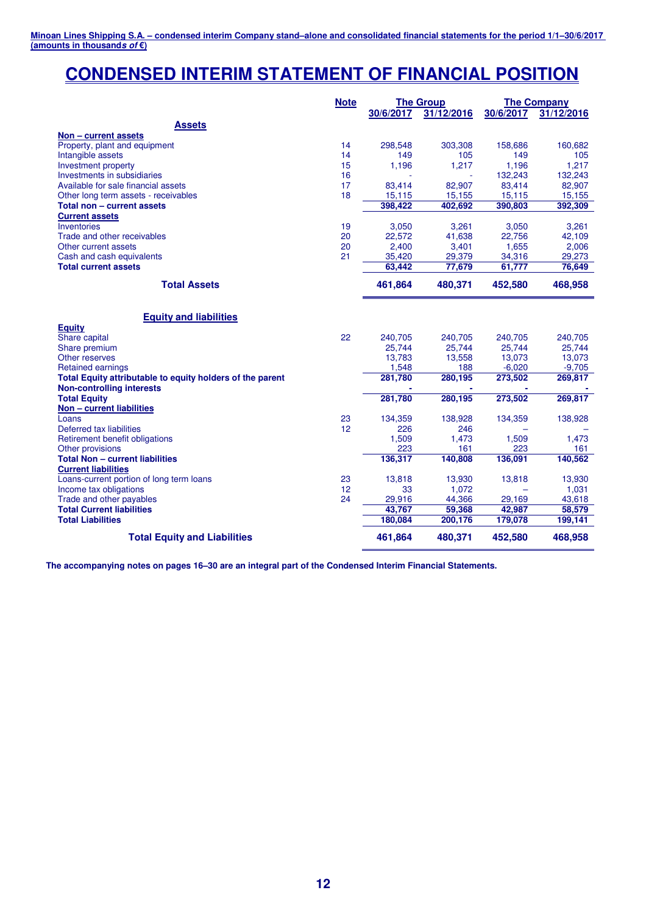# CONDENSED INTERIM STATEMENT OF FINANCIAL POSITION

| | Note | The Group | | The Company | |
|---|---|---|---|---|---|
| | | 30/6/2017 | 31/12/2016 | 30/6/2017 | 31/12/2016 |
| **Assets** | | | | | |
| **Non – current assets** | | | | | |
| Property, plant and equipment | 14 | 298,548 | 303,308 | 158,686 | 160,682 |
| Intangible assets | 14 | 149 | 105 | 149 | 105 |
| Investment property | 15 | 1,196 | 1,217 | 1,196 | 1,217 |
| Investments in subsidiaries | 16 | - | - | 132,243 | 132,243 |
| Available for sale financial assets | 17 | 83,414 | 82,907 | 83,414 | 82,907 |
| Other long term assets - receivables | 18 | 15,115 | 15,155 | 15,115 | 15,155 |
| **Total non – current assets** | | **398,422** | **402,692** | **390,803** | **392,309** |
| **Current assets** | | | | | |
| Inventories | 19 | 3,050 | 3,261 | 3,050 | 3,261 |
| Trade and other receivables | 20 | 22,572 | 41,638 | 22,756 | 42,109 |
| Other current assets | 20 | 2,400 | 3,401 | 1,655 | 2,006 |
| Cash and cash equivalents | 21 | 35,420 | 29,379 | 34,316 | 29,273 |
| **Total current assets** | | **63,442** | **77,679** | **61,777** | **76,649** |
| **Total Assets** | | **461,864** | **480,371** | **452,580** | **468,958** |
| **Equity and liabilities** | | | | | |
| **Equity** | | | | | |
| Share capital | 22 | 240,705 | 240,705 | 240,705 | 240,705 |
| Share premium | | 25,744 | 25,744 | 25,744 | 25,744 |
| Other reserves | | 13,783 | 13,558 | 13,073 | 13,073 |
| Retained earnings | | 1,548 | 188 | -6,020 | -9,705 |
| **Total Equity attributable to equity holders of the parent** | | **281,780** | **280,195** | **273,502** | **269,817** |
| **Non-controlling interests** | | - | - | - | - |
| **Total Equity** | | **281,780** | **280,195** | **273,502** | **269,817** |
| **Non – current liabilities** | | | | | |
| Loans | 23 | 134,359 | 138,928 | 134,359 | 138,928 |
| Deferred tax liabilities | 12 | 226 | 246 | – | – |
| Retirement benefit obligations | | 1,509 | 1,473 | 1,509 | 1,473 |
| Other provisions | | 223 | 161 | 223 | 161 |
| **Total Non – current liabilities** | | **136,317** | **140,808** | **136,091** | **140,562** |
| **Current liabilities** | | | | | |
| Loans-current portion of long term loans | 23 | 13,818 | 13,930 | 13,818 | 13,930 |
| Income tax obligations | 12 | 33 | 1,072 | – | 1,031 |
| Trade and other payables | 24 | 29,916 | 44,366 | 29,169 | 43,618 |
| **Total Current liabilities** | | **43,767** | **59,368** | **42,987** | **58,579** |
| **Total Liabilities** | | **180,084** | **200,176** | **179,078** | **199,141** |
| **Total Equity and Liabilities** | | **461,864** | **480,371** | **452,580** | **468,958** |

**The accompanying notes on pages 16–30 are an integral part of the Condensed Interim Financial Statements.**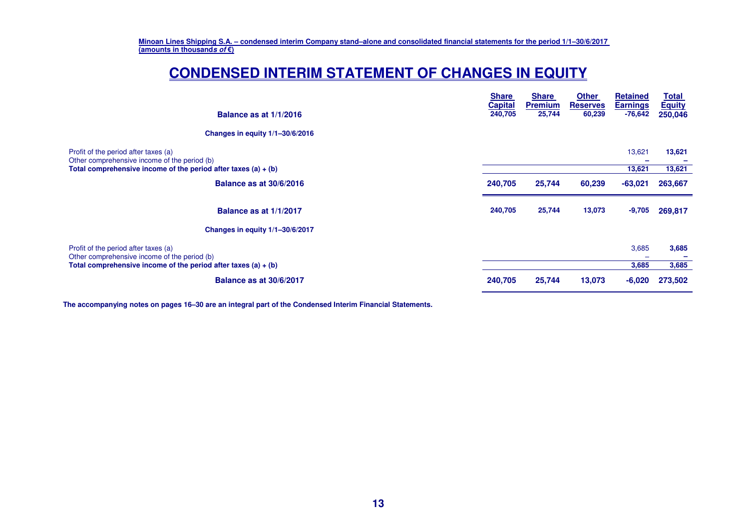# CONDENSED INTERIM STATEMENT OF CHANGES IN EQUITY

| | Share Capital | Share Premium | Other Reserves | Retained Earnings | Total Equity |
|---|---|---|---|---|---|
| **Balance as at 1/1/2016** | 240,705 | 25,744 | 60,239 | -76,642 | 250,046 |
| **Changes in equity 1/1–30/6/2016** | | | | | |
| Profit of the period after taxes (a) | | | | 13,621 | 13,621 |
| Other comprehensive income of the period (b) | | | | – | – |
| **Total comprehensive income of the period after taxes (a) + (b)** | | | | 13,621 | 13,621 |
| **Balance as at 30/6/2016** | 240,705 | 25,744 | 60,239 | -63,021 | 263,667 |
| **Balance as at 1/1/2017** | 240,705 | 25,744 | 13,073 | -9,705 | 269,817 |
| **Changes in equity 1/1–30/6/2017** | | | | | |
| Profit of the period after taxes (a) | | | | 3,685 | 3,685 |
| Other comprehensive income of the period (b) | | | | – | – |
| **Total comprehensive income of the period after taxes (a) + (b)** | | | | 3,685 | 3,685 |
| **Balance as at 30/6/2017** | 240,705 | 25,744 | 13,073 | -6,020 | 273,502 |

**The accompanying notes on pages 16–30 are an integral part of the Condensed Interim Financial Statements.**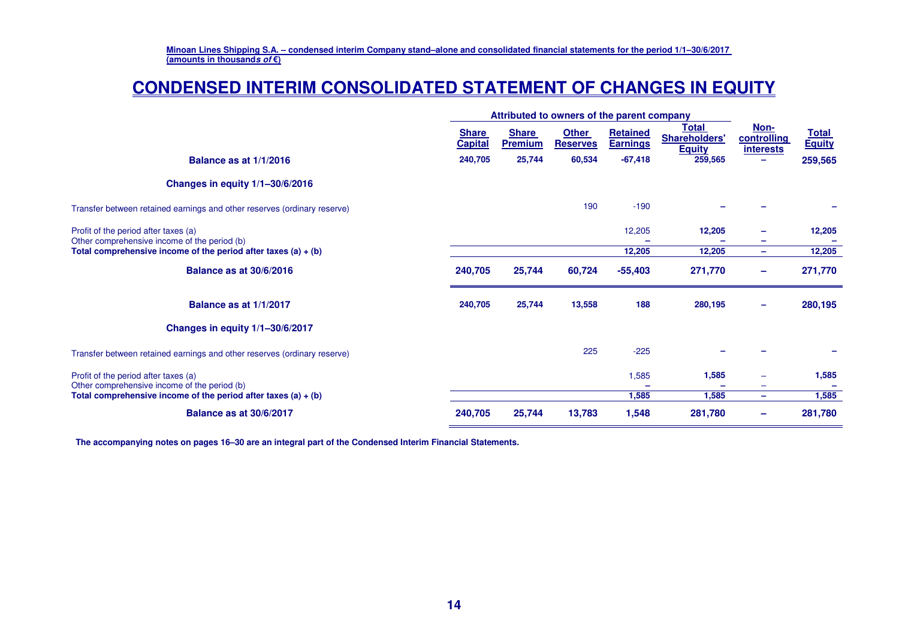# CONDENSED INTERIM CONSOLIDATED STATEMENT OF CHANGES IN EQUITY

| | Attributed to owners of the parent company | | | | | | |
|---|---|---|---|---|---|---|---|
| | **Share Capital** | **Share Premium** | **Other Reserves** | **Retained Earnings** | **Total Shareholders' Equity** | **Non-controlling interests** | **Total Equity** |
| **Balance as at 1/1/2016** | 240,705 | 25,744 | 60,534 | -67,418 | 259,565 | – | 259,565 |
| **Changes in equity 1/1–30/6/2016** | | | | | | | |
| Transfer between retained earnings and other reserves (ordinary reserve) | | | 190 | -190 | – | – | – |
| Profit of the period after taxes (a) | | | | 12,205 | 12,205 | – | 12,205 |
| Other comprehensive income of the period (b) | | | | – | – | – | – |
| **Total comprehensive income of the period after taxes (a) + (b)** | | | | 12,205 | 12,205 | – | 12,205 |
| **Balance as at 30/6/2016** | **240,705** | **25,744** | **60,724** | **-55,403** | **271,770** | **–** | **271,770** |
| **Balance as at 1/1/2017** | 240,705 | 25,744 | 13,558 | 188 | 280,195 | – | 280,195 |
| **Changes in equity 1/1–30/6/2017** | | | | | | | |
| Transfer between retained earnings and other reserves (ordinary reserve) | | | 225 | -225 | – | – | – |
| Profit of the period after taxes (a) | | | | 1,585 | 1,585 | – | 1,585 |
| Other comprehensive income of the period (b) | | | | – | – | – | – |
| **Total comprehensive income of the period after taxes (a) + (b)** | | | | 1,585 | 1,585 | – | 1,585 |
| **Balance as at 30/6/2017** | **240,705** | **25,744** | **13,783** | **1,548** | **281,780** | **–** | **281,780** |

**The accompanying notes on pages 16–30 are an integral part of the Condensed Interim Financial Statements.**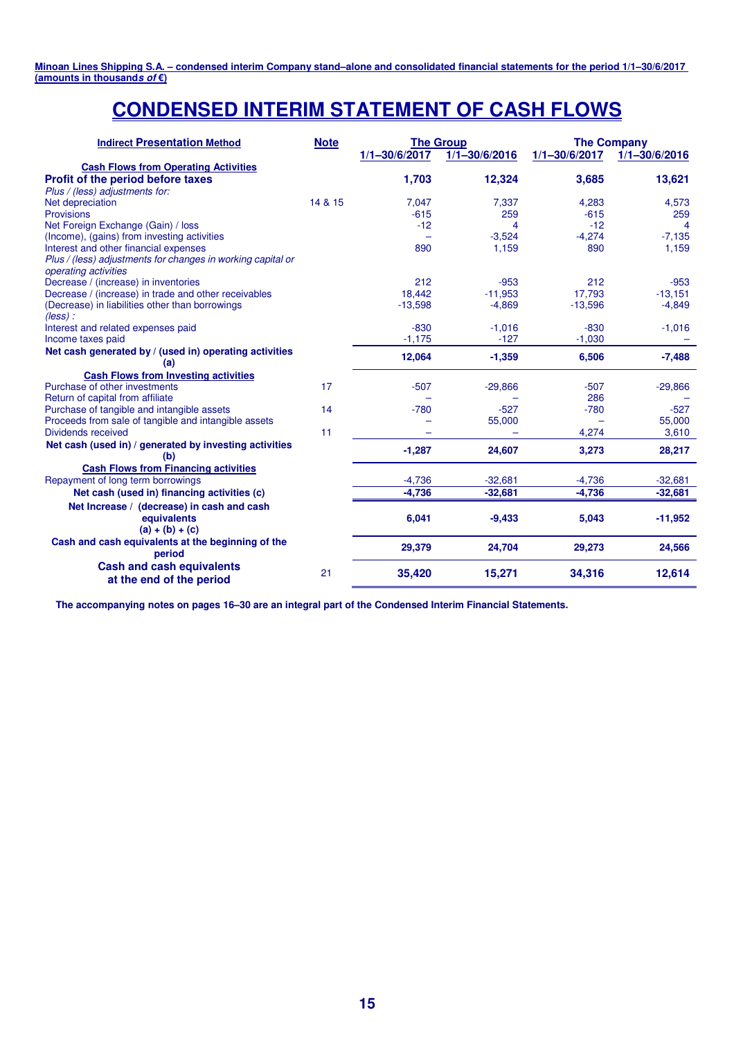# CONDENSED INTERIM STATEMENT OF CASH FLOWS

| Indirect Presentation Method | Note | The Group | | The Company | |
|---|---|---|---|---|---|
| | | 1/1–30/6/2017 | 1/1–30/6/2016 | 1/1–30/6/2017 | 1/1–30/6/2016 |
| **Cash Flows from Operating Activities** | | | | | |
| **Profit of the period before taxes** | | **1,703** | **12,324** | **3,685** | **13,621** |
| *Plus / (less) adjustments for:* | | | | | |
| Net depreciation | 14 & 15 | 7,047 | 7,337 | 4,283 | 4,573 |
| Provisions | | -615 | 259 | -615 | 259 |
| Net Foreign Exchange (Gain) / loss | | -12 | 4 | -12 | 4 |
| (Income), (gains) from investing activities | | – | -3,524 | -4,274 | -7,135 |
| Interest and other financial expenses | | 890 | 1,159 | 890 | 1,159 |
| *Plus / (less) adjustments for changes in working capital or operating activities* | | | | | |
| Decrease / (increase) in inventories | | 212 | -953 | 212 | -953 |
| Decrease / (increase) in trade and other receivables | | 18,442 | -11,953 | 17,793 | -13,151 |
| (Decrease) in liabilities other than borrowings | | -13,598 | -4,869 | -13,596 | -4,849 |
| *(less) :* | | | | | |
| Interest and related expenses paid | | -830 | -1,016 | -830 | -1,016 |
| Income taxes paid | | -1,175 | -127 | -1,030 | – |
| **Net cash generated by / (used in) operating activities (a)** | | **12,064** | **-1,359** | **6,506** | **-7,488** |
| **Cash Flows from Investing activities** | | | | | |
| Purchase of other investments | 17 | -507 | -29,866 | -507 | -29,866 |
| Return of capital from affiliate | | – | – | 286 | – |
| Purchase of tangible and intangible assets | 14 | -780 | -527 | -780 | -527 |
| Proceeds from sale of tangible and intangible assets | | – | 55,000 | – | 55,000 |
| Dividends received | 11 | – | – | 4,274 | 3,610 |
| **Net cash (used in) / generated by investing activities (b)** | | **-1,287** | **24,607** | **3,273** | **28,217** |
| **Cash Flows from Financing activities** | | | | | |
| Repayment of long term borrowings | | -4,736 | -32,681 | -4,736 | -32,681 |
| **Net cash (used in) financing activities (c)** | | **-4,736** | **-32,681** | **-4,736** | **-32,681** |
| **Net Increase / (decrease) in cash and cash equivalents (a) + (b) + (c)** | | **6,041** | **-9,433** | **5,043** | **-11,952** |
| **Cash and cash equivalents at the beginning of the period** | | **29,379** | **24,704** | **29,273** | **24,566** |
| **Cash and cash equivalents at the end of the period** | 21 | **35,420** | **15,271** | **34,316** | **12,614** |

**The accompanying notes on pages 16–30 are an integral part of the Condensed Interim Financial Statements.**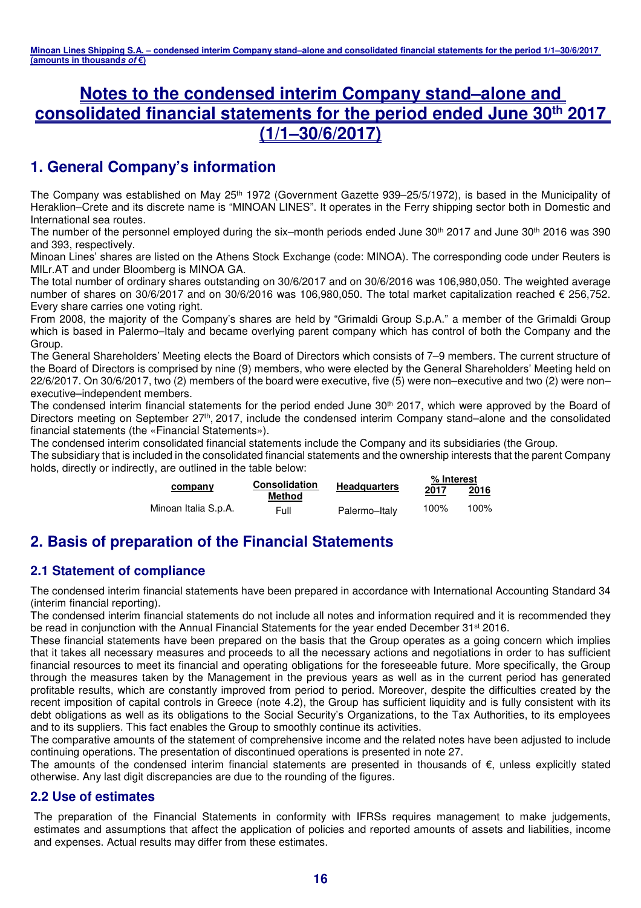# Notes to the condensed interim Company stand–alone and consolidated financial statements for the period ended June 30th 2017 (1/1–30/6/2017)

## 1. General Company's information

The Company was established on May 25th 1972 (Government Gazette 939–25/5/1972), is based in the Municipality of Heraklion–Crete and its discrete name is "MINOAN LINES". It operates in the Ferry shipping sector both in Domestic and International sea routes.

The number of the personnel employed during the six–month periods ended June 30th 2017 and June 30th 2016 was 390 and 393, respectively.

Minoan Lines' shares are listed on the Athens Stock Exchange (code: MINOA). The corresponding code under Reuters is MILr.AT and under Bloomberg is MINOA GA.

The total number of ordinary shares outstanding on 30/6/2017 and on 30/6/2016 was 106,980,050. The weighted average number of shares on 30/6/2017 and on 30/6/2016 was 106,980,050. The total market capitalization reached € 256,752. Every share carries one voting right.

From 2008, the majority of the Company's shares are held by "Grimaldi Group S.p.A." a member of the Grimaldi Group which is based in Palermo–Italy and became overlying parent company which has control of both the Company and the Group.

The General Shareholders' Meeting elects the Board of Directors which consists of 7–9 members. The current structure of the Board of Directors is comprised by nine (9) members, who were elected by the General Shareholders' Meeting held on 22/6/2017. On 30/6/2017, two (2) members of the board were executive, five (5) were non–executive and two (2) were non–executive–independent members.

The condensed interim financial statements for the period ended June 30th 2017, which were approved by the Board of Directors meeting on September 27th, 2017, include the condensed interim Company stand–alone and the consolidated financial statements (the «Financial Statements»).

The condensed interim consolidated financial statements include the Company and its subsidiaries (the Group.

The subsidiary that is included in the consolidated financial statements and the ownership interests that the parent Company holds, directly or indirectly, are outlined in the table below:

| company | Consolidation Method | Headquarters | % Interest 2017 | % Interest 2016 |
|---|---|---|---|---|
| Minoan Italia S.p.A. | Full | Palermo–Italy | 100% | 100% |

## 2. Basis of preparation of the Financial Statements

### 2.1 Statement of compliance

The condensed interim financial statements have been prepared in accordance with International Accounting Standard 34 (interim financial reporting).

The condensed interim financial statements do not include all notes and information required and it is recommended they be read in conjunction with the Annual Financial Statements for the year ended December 31st 2016.

These financial statements have been prepared on the basis that the Group operates as a going concern which implies that it takes all necessary measures and proceeds to all the necessary actions and negotiations in order to has sufficient financial resources to meet its financial and operating obligations for the foreseeable future. More specifically, the Group through the measures taken by the Management in the previous years as well as in the current period has generated profitable results, which are constantly improved from period to period. Moreover, despite the difficulties created by the recent imposition of capital controls in Greece (note 4.2), the Group has sufficient liquidity and is fully consistent with its debt obligations as well as its obligations to the Social Security's Organizations, to the Tax Authorities, to its employees and to its suppliers. This fact enables the Group to smoothly continue its activities.

The comparative amounts of the statement of comprehensive income and the related notes have been adjusted to include continuing operations. The presentation of discontinued operations is presented in note 27.

The amounts of the condensed interim financial statements are presented in thousands of €, unless explicitly stated otherwise. Any last digit discrepancies are due to the rounding of the figures.

### 2.2 Use of estimates

The preparation of the Financial Statements in conformity with IFRSs requires management to make judgements, estimates and assumptions that affect the application of policies and reported amounts of assets and liabilities, income and expenses. Actual results may differ from these estimates.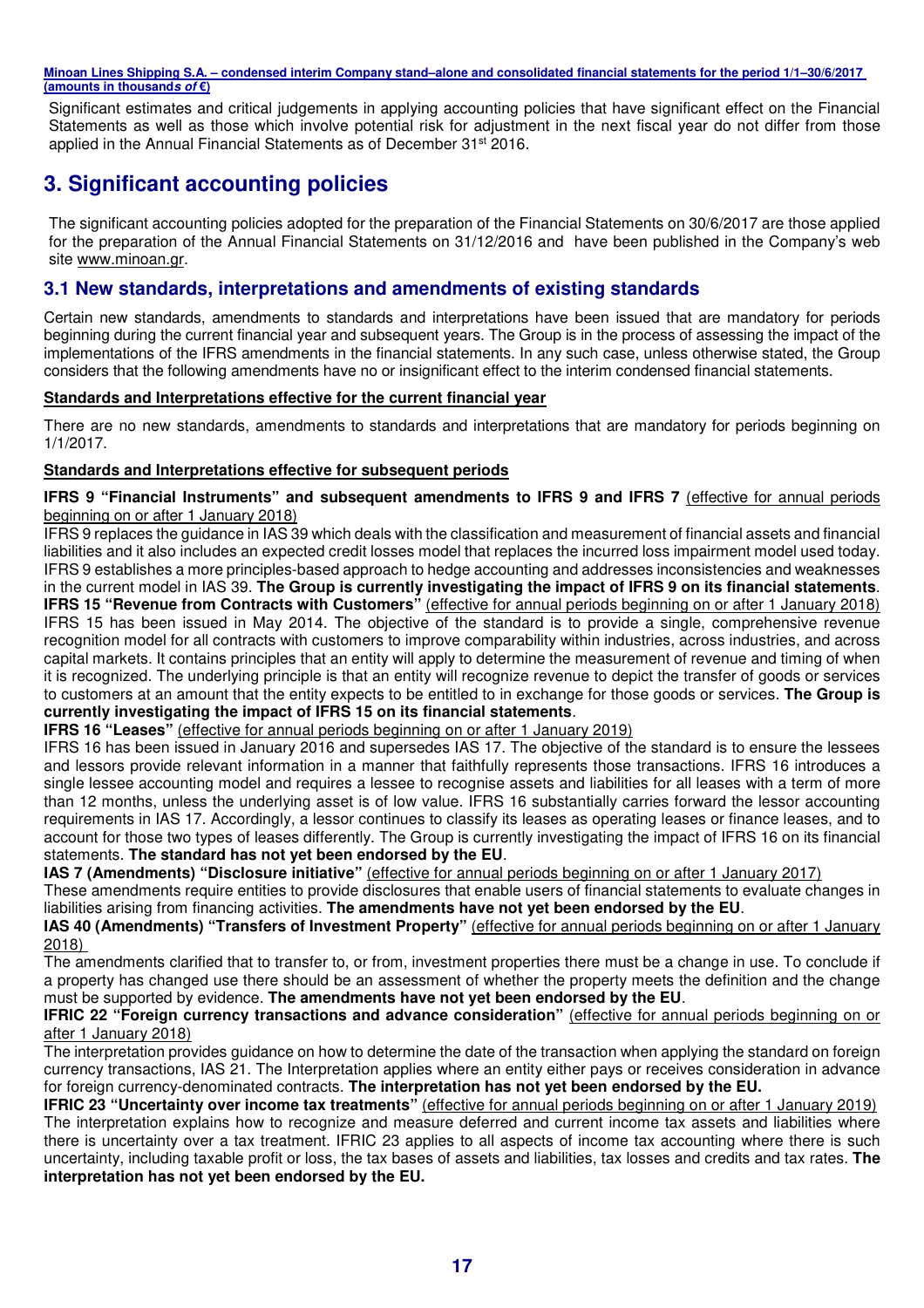Significant estimates and critical judgements in applying accounting policies that have significant effect on the Financial Statements as well as those which involve potential risk for adjustment in the next fiscal year do not differ from those applied in the Annual Financial Statements as of December 31st 2016.

# 3. Significant accounting policies

The significant accounting policies adopted for the preparation of the Financial Statements on 30/6/2017 are those applied for the preparation of the Annual Financial Statements on 31/12/2016 and have been published in the Company's web site www.minoan.gr.

## 3.1 New standards, interpretations and amendments of existing standards

Certain new standards, amendments to standards and interpretations have been issued that are mandatory for periods beginning during the current financial year and subsequent years. The Group is in the process of assessing the impact of the implementations of the IFRS amendments in the financial statements. In any such case, unless otherwise stated, the Group considers that the following amendments have no or insignificant effect to the interim condensed financial statements.

**Standards and Interpretations effective for the current financial year**

There are no new standards, amendments to standards and interpretations that are mandatory for periods beginning on 1/1/2017.

**Standards and Interpretations effective for subsequent periods**

**IFRS 9 "Financial Instruments" and subsequent amendments to IFRS 9 and IFRS 7** (effective for annual periods beginning on or after 1 January 2018)

IFRS 9 replaces the guidance in IAS 39 which deals with the classification and measurement of financial assets and financial liabilities and it also includes an expected credit losses model that replaces the incurred loss impairment model used today. IFRS 9 establishes a more principles-based approach to hedge accounting and addresses inconsistencies and weaknesses in the current model in IAS 39. **The Group is currently investigating the impact of IFRS 9 on its financial statements**.

**IFRS 15 "Revenue from Contracts with Customers"** (effective for annual periods beginning on or after 1 January 2018)

IFRS 15 has been issued in May 2014. The objective of the standard is to provide a single, comprehensive revenue recognition model for all contracts with customers to improve comparability within industries, across industries, and across capital markets. It contains principles that an entity will apply to determine the measurement of revenue and timing of when it is recognized. The underlying principle is that an entity will recognize revenue to depict the transfer of goods or services to customers at an amount that the entity expects to be entitled to in exchange for those goods or services. **The Group is currently investigating the impact of IFRS 15 on its financial statements**.

**IFRS 16 "Leases"** (effective for annual periods beginning on or after 1 January 2019)

IFRS 16 has been issued in January 2016 and supersedes IAS 17. The objective of the standard is to ensure the lessees and lessors provide relevant information in a manner that faithfully represents those transactions. IFRS 16 introduces a single lessee accounting model and requires a lessee to recognise assets and liabilities for all leases with a term of more than 12 months, unless the underlying asset is of low value. IFRS 16 substantially carries forward the lessor accounting requirements in IAS 17. Accordingly, a lessor continues to classify its leases as operating leases or finance leases, and to account for those two types of leases differently. The Group is currently investigating the impact of IFRS 16 on its financial statements. **The standard has not yet been endorsed by the EU**.

**IAS 7 (Amendments) "Disclosure initiative"** (effective for annual periods beginning on or after 1 January 2017)

These amendments require entities to provide disclosures that enable users of financial statements to evaluate changes in liabilities arising from financing activities. **The amendments have not yet been endorsed by the EU**.

**IAS 40 (Amendments) "Transfers of Investment Property"** (effective for annual periods beginning on or after 1 January 2018)

The amendments clarified that to transfer to, or from, investment properties there must be a change in use. To conclude if a property has changed use there should be an assessment of whether the property meets the definition and the change must be supported by evidence. **The amendments have not yet been endorsed by the EU**.

**IFRIC 22 "Foreign currency transactions and advance consideration"** (effective for annual periods beginning on or after 1 January 2018)

The interpretation provides guidance on how to determine the date of the transaction when applying the standard on foreign currency transactions, IAS 21. The Interpretation applies where an entity either pays or receives consideration in advance for foreign currency-denominated contracts. **The interpretation has not yet been endorsed by the EU.**

**IFRIC 23 "Uncertainty over income tax treatments"** (effective for annual periods beginning on or after 1 January 2019)

The interpretation explains how to recognize and measure deferred and current income tax assets and liabilities where there is uncertainty over a tax treatment. IFRIC 23 applies to all aspects of income tax accounting where there is such uncertainty, including taxable profit or loss, the tax bases of assets and liabilities, tax losses and credits and tax rates. **The interpretation has not yet been endorsed by the EU.**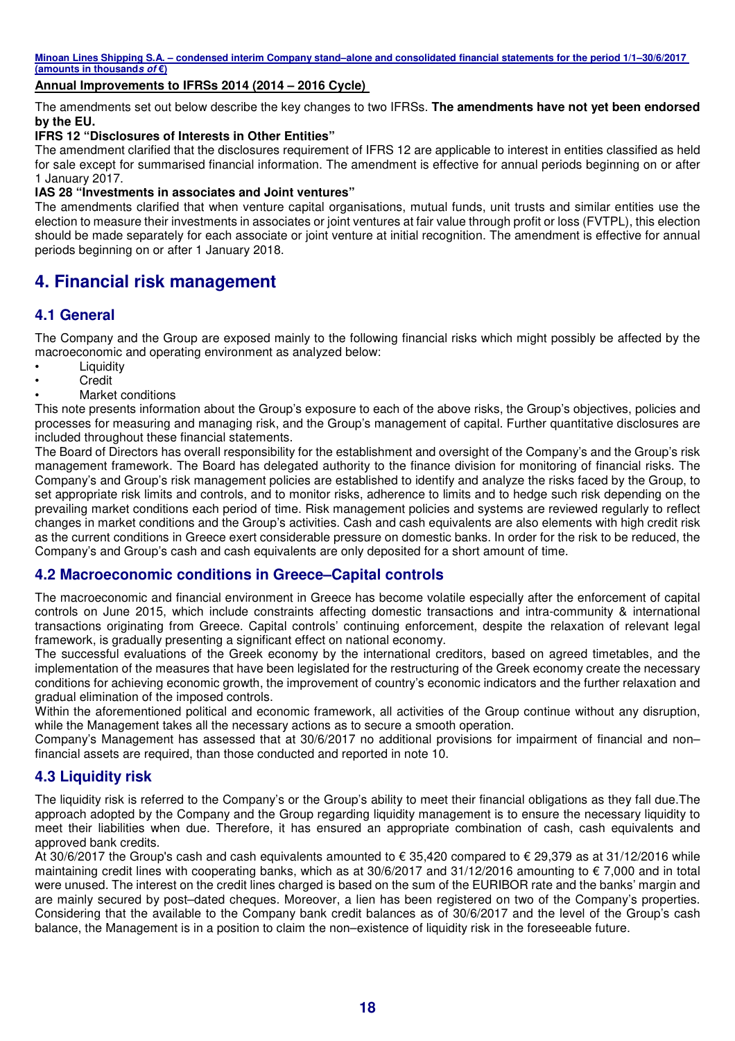### Annual Improvements to IFRSs 2014 (2014 – 2016 Cycle)

The amendments set out below describe the key changes to two IFRSs. **The amendments have not yet been endorsed by the EU.**

**IFRS 12 "Disclosures of Interests in Other Entities"**

The amendment clarified that the disclosures requirement of IFRS 12 are applicable to interest in entities classified as held for sale except for summarised financial information. The amendment is effective for annual periods beginning on or after 1 January 2017.

**IAS 28 "Investments in associates and Joint ventures"**

The amendments clarified that when venture capital organisations, mutual funds, unit trusts and similar entities use the election to measure their investments in associates or joint ventures at fair value through profit or loss (FVTPL), this election should be made separately for each associate or joint venture at initial recognition. The amendment is effective for annual periods beginning on or after 1 January 2018.

# 4. Financial risk management

## 4.1 General

The Company and the Group are exposed mainly to the following financial risks which might possibly be affected by the macroeconomic and operating environment as analyzed below:

- Liquidity
- Credit
- Market conditions

This note presents information about the Group's exposure to each of the above risks, the Group's objectives, policies and processes for measuring and managing risk, and the Group's management of capital. Further quantitative disclosures are included throughout these financial statements.

The Board of Directors has overall responsibility for the establishment and oversight of the Company's and the Group's risk management framework. The Board has delegated authority to the finance division for monitoring of financial risks. The Company's and Group's risk management policies are established to identify and analyze the risks faced by the Group, to set appropriate risk limits and controls, and to monitor risks, adherence to limits and to hedge such risk depending on the prevailing market conditions each period of time. Risk management policies and systems are reviewed regularly to reflect changes in market conditions and the Group's activities. Cash and cash equivalents are also elements with high credit risk as the current conditions in Greece exert considerable pressure on domestic banks. In order for the risk to be reduced, the Company's and Group's cash and cash equivalents are only deposited for a short amount of time.

## 4.2 Macroeconomic conditions in Greece–Capital controls

The macroeconomic and financial environment in Greece has become volatile especially after the enforcement of capital controls on June 2015, which include constraints affecting domestic transactions and intra-community & international transactions originating from Greece. Capital controls' continuing enforcement, despite the relaxation of relevant legal framework, is gradually presenting a significant effect on national economy.

The successful evaluations of the Greek economy by the international creditors, based on agreed timetables, and the implementation of the measures that have been legislated for the restructuring of the Greek economy create the necessary conditions for achieving economic growth, the improvement of country's economic indicators and the further relaxation and gradual elimination of the imposed controls.

Within the aforementioned political and economic framework, all activities of the Group continue without any disruption, while the Management takes all the necessary actions as to secure a smooth operation.

Company's Management has assessed that at 30/6/2017 no additional provisions for impairment of financial and non–financial assets are required, than those conducted and reported in note 10.

## 4.3 Liquidity risk

The liquidity risk is referred to the Company's or the Group's ability to meet their financial obligations as they fall due.The approach adopted by the Company and the Group regarding liquidity management is to ensure the necessary liquidity to meet their liabilities when due. Therefore, it has ensured an appropriate combination of cash, cash equivalents and approved bank credits.

At 30/6/2017 the Group's cash and cash equivalents amounted to € 35,420 compared to € 29,379 as at 31/12/2016 while maintaining credit lines with cooperating banks, which as at 30/6/2017 and 31/12/2016 amounting to € 7,000 and in total were unused. The interest on the credit lines charged is based on the sum of the EURIBOR rate and the banks' margin and are mainly secured by post–dated cheques. Moreover, a lien has been registered on two of the Company's properties. Considering that the available to the Company bank credit balances as of 30/6/2017 and the level of the Group's cash balance, the Management is in a position to claim the non–existence of liquidity risk in the foreseeable future.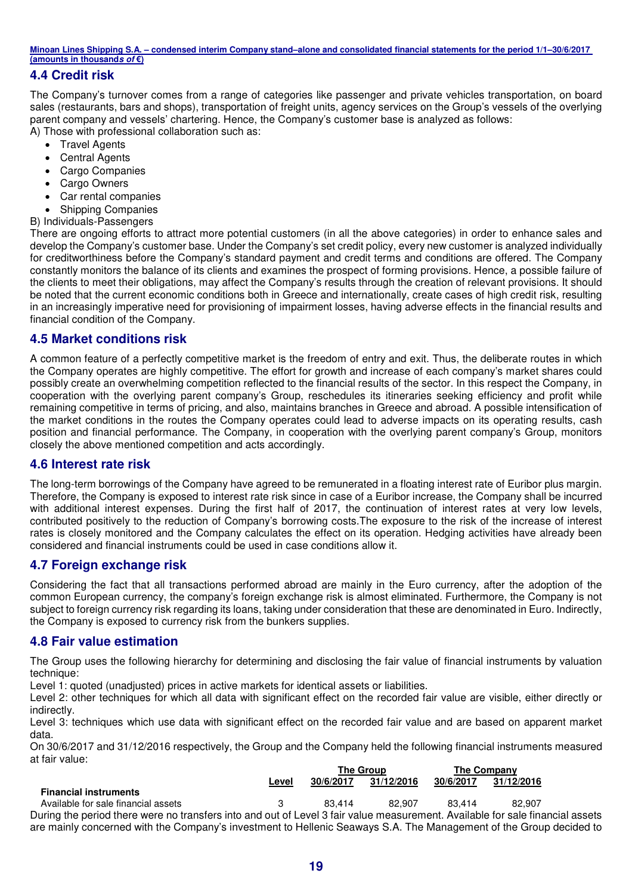## 4.4 Credit risk

The Company's turnover comes from a range of categories like passenger and private vehicles transportation, on board sales (restaurants, bars and shops), transportation of freight units, agency services on the Group's vessels of the overlying parent company and vessels' chartering. Hence, the Company's customer base is analyzed as follows:

A) Those with professional collaboration such as:

- Travel Agents
- Central Agents
- Cargo Companies
- Cargo Owners
- Car rental companies
- Shipping Companies

B) Individuals-Passengers

There are ongoing efforts to attract more potential customers (in all the above categories) in order to enhance sales and develop the Company's customer base. Under the Company's set credit policy, every new customer is analyzed individually for creditworthiness before the Company's standard payment and credit terms and conditions are offered. The Company constantly monitors the balance of its clients and examines the prospect of forming provisions. Hence, a possible failure of the clients to meet their obligations, may affect the Company's results through the creation of relevant provisions. It should be noted that the current economic conditions both in Greece and internationally, create cases of high credit risk, resulting in an increasingly imperative need for provisioning of impairment losses, having adverse effects in the financial results and financial condition of the Company.

## 4.5 Market conditions risk

A common feature of a perfectly competitive market is the freedom of entry and exit. Thus, the deliberate routes in which the Company operates are highly competitive. The effort for growth and increase of each company's market shares could possibly create an overwhelming competition reflected to the financial results of the sector. In this respect the Company, in cooperation with the overlying parent company's Group, reschedules its itineraries seeking efficiency and profit while remaining competitive in terms of pricing, and also, maintains branches in Greece and abroad. A possible intensification of the market conditions in the routes the Company operates could lead to adverse impacts on its operating results, cash position and financial performance. The Company, in cooperation with the overlying parent company's Group, monitors closely the above mentioned competition and acts accordingly.

## 4.6 Interest rate risk

The long-term borrowings of the Company have agreed to be remunerated in a floating interest rate of Euribor plus margin. Therefore, the Company is exposed to interest rate risk since in case of a Euribor increase, the Company shall be incurred with additional interest expenses. During the first half of 2017, the continuation of interest rates at very low levels, contributed positively to the reduction of Company's borrowing costs.The exposure to the risk of the increase of interest rates is closely monitored and the Company calculates the effect on its operation. Hedging activities have already been considered and financial instruments could be used in case conditions allow it.

## 4.7 Foreign exchange risk

Considering the fact that all transactions performed abroad are mainly in the Euro currency, after the adoption of the common European currency, the company's foreign exchange risk is almost eliminated. Furthermore, the Company is not subject to foreign currency risk regarding its loans, taking under consideration that these are denominated in Euro. Indirectly, the Company is exposed to currency risk from the bunkers supplies.

## 4.8 Fair value estimation

The Group uses the following hierarchy for determining and disclosing the fair value of financial instruments by valuation technique:

Level 1: quoted (unadjusted) prices in active markets for identical assets or liabilities.

Level 2: other techniques for which all data with significant effect on the recorded fair value are visible, either directly or indirectly.

Level 3: techniques which use data with significant effect on the recorded fair value and are based on apparent market data.

On 30/6/2017 and 31/12/2016 respectively, the Group and the Company held the following financial instruments measured at fair value:

| | | The Group | | The Company | |
|---|---|---|---|---|---|
| | Level | 30/6/2017 | 31/12/2016 | 30/6/2017 | 31/12/2016 |
| **Financial instruments** | | | | | |
| Available for sale financial assets | 3 | 83,414 | 82,907 | 83,414 | 82,907 |

During the period there were no transfers into and out of Level 3 fair value measurement. Available for sale financial assets are mainly concerned with the Company's investment to Hellenic Seaways S.A. The Management of the Group decided to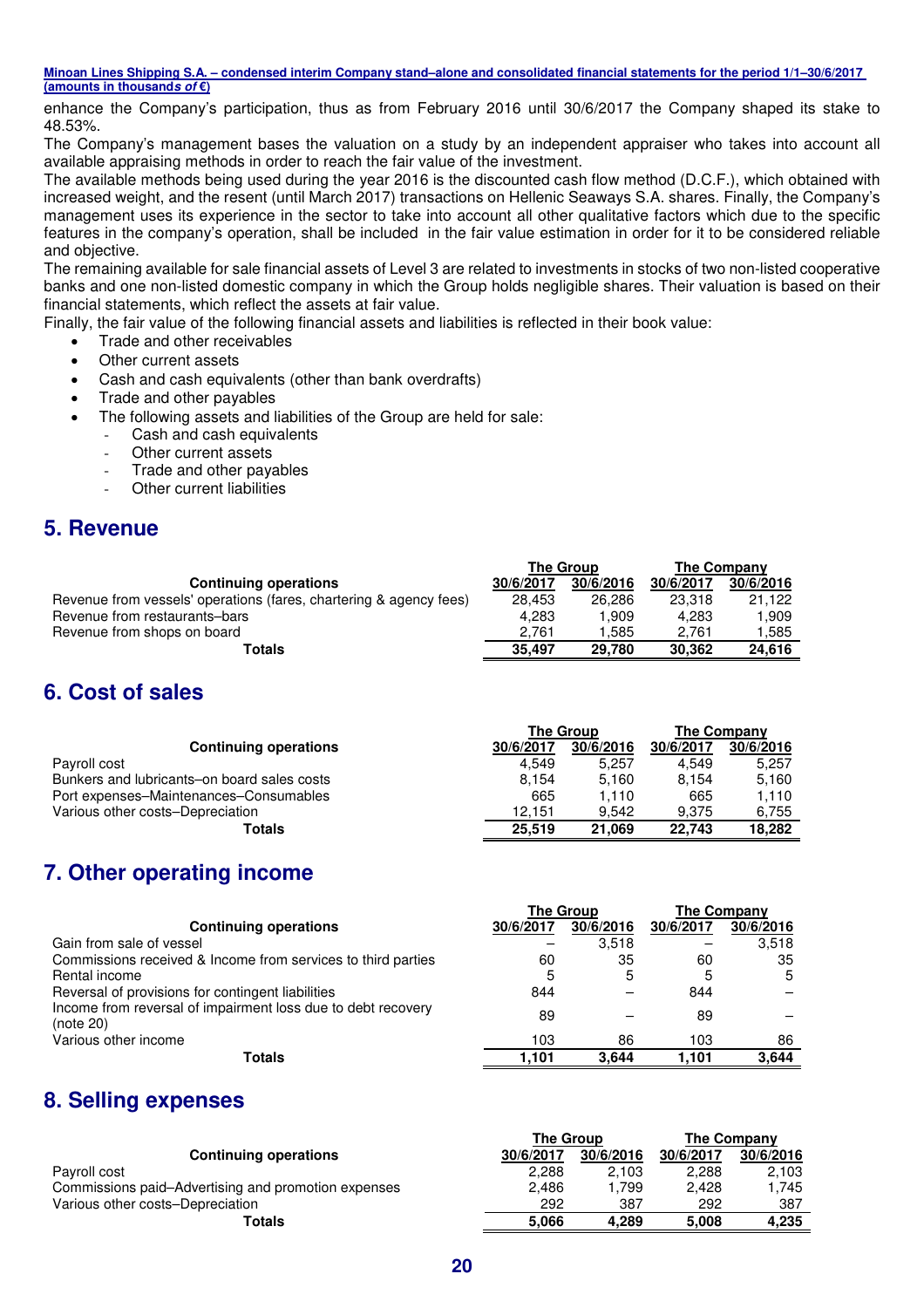enhance the Company's participation, thus as from February 2016 until 30/6/2017 the Company shaped its stake to 48.53%.

The Company's management bases the valuation on a study by an independent appraiser who takes into account all available appraising methods in order to reach the fair value of the investment.

The available methods being used during the year 2016 is the discounted cash flow method (D.C.F.), which obtained with increased weight, and the resent (until March 2017) transactions on Hellenic Seaways S.A. shares. Finally, the Company's management uses its experience in the sector to take into account all other qualitative factors which due to the specific features in the company's operation, shall be included in the fair value estimation in order for it to be considered reliable and objective.

The remaining available for sale financial assets of Level 3 are related to investments in stocks of two non-listed cooperative banks and one non-listed domestic company in which the Group holds negligible shares. Their valuation is based on their financial statements, which reflect the assets at fair value.

Finally, the fair value of the following financial assets and liabilities is reflected in their book value:

- Trade and other receivables
- Other current assets
- Cash and cash equivalents (other than bank overdrafts)
- Trade and other payables
- The following assets and liabilities of the Group are held for sale:
  - Cash and cash equivalents
  - Other current assets
  - Trade and other payables
  - Other current liabilities

## 5. Revenue

| | The Group | | The Company | |
|---|---|---|---|---|
| **Continuing operations** | **30/6/2017** | **30/6/2016** | **30/6/2017** | **30/6/2016** |
| Revenue from vessels' operations (fares, chartering & agency fees) | 28,453 | 26,286 | 23,318 | 21,122 |
| Revenue from restaurants–bars | 4,283 | 1,909 | 4,283 | 1,909 |
| Revenue from shops on board | 2,761 | 1,585 | 2,761 | 1,585 |
| **Totals** | **35,497** | **29,780** | **30,362** | **24,616** |

## 6. Cost of sales

| | The Group | | The Company | |
|---|---|---|---|---|
| **Continuing operations** | **30/6/2017** | **30/6/2016** | **30/6/2017** | **30/6/2016** |
| Payroll cost | 4,549 | 5,257 | 4,549 | 5,257 |
| Bunkers and lubricants–on board sales costs | 8,154 | 5,160 | 8,154 | 5,160 |
| Port expenses–Maintenances–Consumables | 665 | 1,110 | 665 | 1,110 |
| Various other costs–Depreciation | 12,151 | 9,542 | 9,375 | 6,755 |
| **Totals** | **25,519** | **21,069** | **22,743** | **18,282** |

## 7. Other operating income

| | The Group | | The Company | |
|---|---|---|---|---|
| **Continuing operations** | **30/6/2017** | **30/6/2016** | **30/6/2017** | **30/6/2016** |
| Gain from sale of vessel | – | 3,518 | – | 3,518 |
| Commissions received & Income from services to third parties | 60 | 35 | 60 | 35 |
| Rental income | 5 | 5 | 5 | 5 |
| Reversal of provisions for contingent liabilities | 844 | – | 844 | – |
| Income from reversal of impairment loss due to debt recovery (note 20) | 89 | – | 89 | – |
| Various other income | 103 | 86 | 103 | 86 |
| **Totals** | **1,101** | **3,644** | **1,101** | **3,644** |

## 8. Selling expenses

| | The Group | | The Company | |
|---|---|---|---|---|
| **Continuing operations** | **30/6/2017** | **30/6/2016** | **30/6/2017** | **30/6/2016** |
| Payroll cost | 2,288 | 2,103 | 2,288 | 2,103 |
| Commissions paid–Advertising and promotion expenses | 2,486 | 1,799 | 2,428 | 1,745 |
| Various other costs–Depreciation | 292 | 387 | 292 | 387 |
| **Totals** | **5,066** | **4,289** | **5,008** | **4,235** |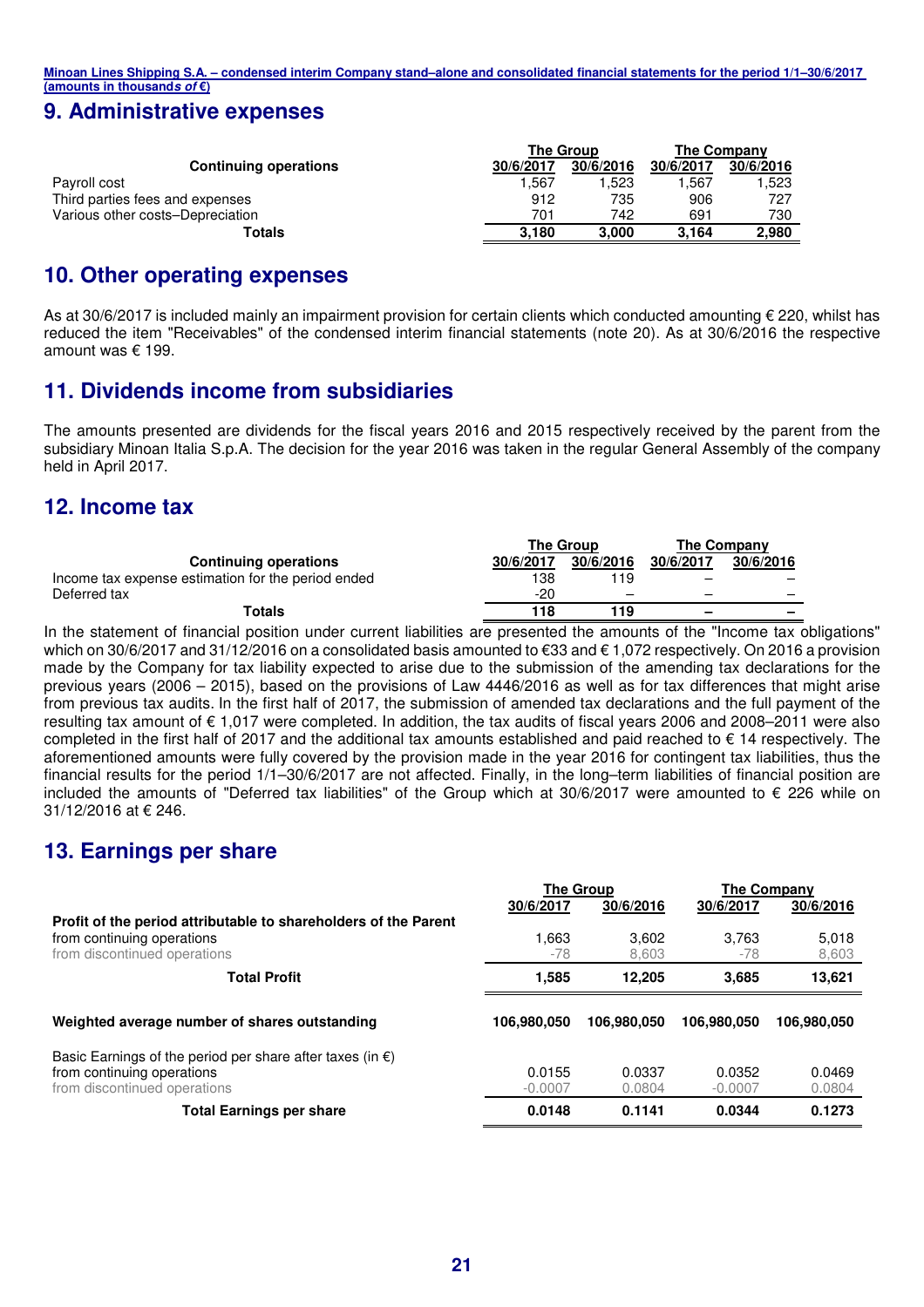## 9. Administrative expenses

| Continuing operations | The Group | | The Company | |
|---|---|---|---|---|
| | 30/6/2017 | 30/6/2016 | 30/6/2017 | 30/6/2016 |
| Payroll cost | 1,567 | 1,523 | 1,567 | 1,523 |
| Third parties fees and expenses | 912 | 735 | 906 | 727 |
| Various other costs–Depreciation | 701 | 742 | 691 | 730 |
| **Totals** | **3,180** | **3,000** | **3,164** | **2,980** |

## 10. Other operating expenses

As at 30/6/2017 is included mainly an impairment provision for certain clients which conducted amounting € 220, whilst has reduced the item "Receivables" of the condensed interim financial statements (note 20). As at 30/6/2016 the respective amount was € 199.

## 11. Dividends income from subsidiaries

The amounts presented are dividends for the fiscal years 2016 and 2015 respectively received by the parent from the subsidiary Minoan Italia S.p.A. The decision for the year 2016 was taken in the regular General Assembly of the company held in April 2017.

## 12. Income tax

| Continuing operations | The Group | | The Company | |
|---|---|---|---|---|
| | 30/6/2017 | 30/6/2016 | 30/6/2017 | 30/6/2016 |
| Income tax expense estimation for the period ended | 138 | 119 | – | – |
| Deferred tax | -20 | – | – | – |
| **Totals** | **118** | **119** | **–** | **–** |

In the statement of financial position under current liabilities are presented the amounts of the "Income tax obligations" which on 30/6/2017 and 31/12/2016 on a consolidated basis amounted to €33 and € 1,072 respectively. On 2016 a provision made by the Company for tax liability expected to arise due to the submission of the amending tax declarations for the previous years (2006 – 2015), based on the provisions of Law 4446/2016 as well as for tax differences that might arise from previous tax audits. In the first half of 2017, the submission of amended tax declarations and the full payment of the resulting tax amount of € 1,017 were completed. In addition, the tax audits of fiscal years 2006 and 2008–2011 were also completed in the first half of 2017 and the additional tax amounts established and paid reached to € 14 respectively. The aforementioned amounts were fully covered by the provision made in the year 2016 for contingent tax liabilities, thus the financial results for the period 1/1–30/6/2017 are not affected. Finally, in the long–term liabilities of financial position are included the amounts of "Deferred tax liabilities" of the Group which at 30/6/2017 were amounted to € 226 while on 31/12/2016 at € 246.

## 13. Earnings per share

| | The Group | | The Company | |
|---|---|---|---|---|
| | 30/6/2017 | 30/6/2016 | 30/6/2017 | 30/6/2016 |
| **Profit of the period attributable to shareholders of the Parent** | | | | |
| from continuing operations | 1,663 | 3,602 | 3,763 | 5,018 |
| from discontinued operations | -78 | 8,603 | -78 | 8,603 |
| **Total Profit** | **1,585** | **12,205** | **3,685** | **13,621** |
| **Weighted average number of shares outstanding** | **106,980,050** | **106,980,050** | **106,980,050** | **106,980,050** |
| Basic Earnings of the period per share after taxes (in €) | | | | |
| from continuing operations | 0.0155 | 0.0337 | 0.0352 | 0.0469 |
| from discontinued operations | -0.0007 | 0.0804 | -0.0007 | 0.0804 |
| **Total Earnings per share** | **0.0148** | **0.1141** | **0.0344** | **0.1273** |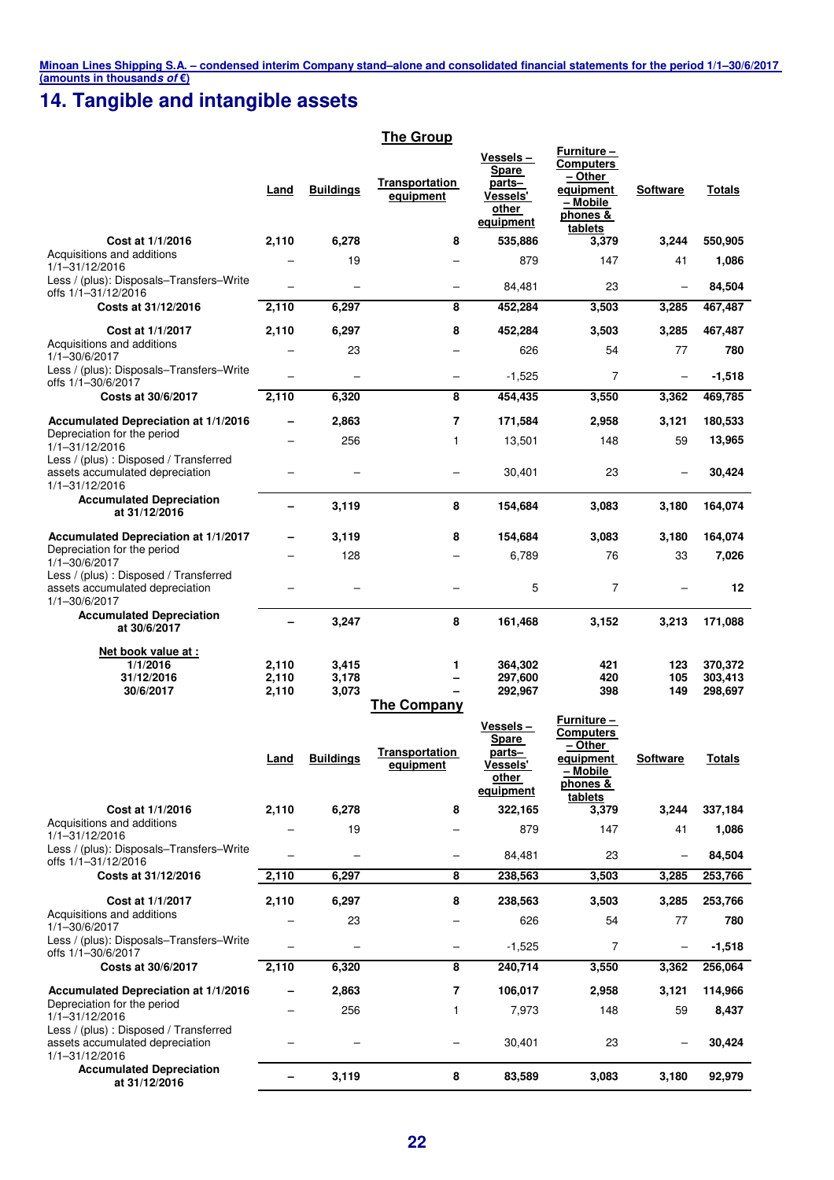# 14. Tangible and intangible assets

**The Group**

| | Land | Buildings | Transportation equipment | Vessels – Spare parts– Vessels' other equipment | Furniture – Computers – Other equipment – Mobile phones & tablets | Software | Totals |
|---|---|---|---|---|---|---|---|
| **Cost at 1/1/2016** | **2,110** | **6,278** | **8** | **535,886** | **3,379** | **3,244** | **550,905** |
| Acquisitions and additions 1/1–31/12/2016 | – | 19 | – | 879 | 147 | 41 | **1,086** |
| Less / (plus): Disposals–Transfers–Write offs 1/1–31/12/2016 | – | – | – | 84,481 | 23 | – | **84,504** |
| **Costs at 31/12/2016** | **2,110** | **6,297** | **8** | **452,284** | **3,503** | **3,285** | **467,487** |
| **Cost at 1/1/2017** | **2,110** | **6,297** | **8** | **452,284** | **3,503** | **3,285** | **467,487** |
| Acquisitions and additions 1/1–30/6/2017 | – | 23 | – | 626 | 54 | 77 | **780** |
| Less / (plus): Disposals–Transfers–Write offs 1/1–30/6/2017 | – | – | – | -1,525 | 7 | – | **-1,518** |
| **Costs at 30/6/2017** | **2,110** | **6,320** | **8** | **454,435** | **3,550** | **3,362** | **469,785** |
| **Accumulated Depreciation at 1/1/2016** | **–** | **2,863** | **7** | **171,584** | **2,958** | **3,121** | **180,533** |
| Depreciation for the period 1/1–31/12/2016 | – | 256 | 1 | 13,501 | 148 | 59 | **13,965** |
| Less / (plus) : Disposed / Transferred assets accumulated depreciation 1/1–31/12/2016 | – | – | – | 30,401 | 23 | – | **30,424** |
| **Accumulated Depreciation at 31/12/2016** | **–** | **3,119** | **8** | **154,684** | **3,083** | **3,180** | **164,074** |
| **Accumulated Depreciation at 1/1/2017** | **–** | **3,119** | **8** | **154,684** | **3,083** | **3,180** | **164,074** |
| Depreciation for the period 1/1–30/6/2017 | – | 128 | – | 6,789 | 76 | 33 | **7,026** |
| Less / (plus) : Disposed / Transferred assets accumulated depreciation 1/1–30/6/2017 | – | – | – | 5 | 7 | – | **12** |
| **Accumulated Depreciation at 30/6/2017** | **–** | **3,247** | **8** | **161,468** | **3,152** | **3,213** | **171,088** |
| **Net book value at :** | | | | | | | |
| **1/1/2016** | **2,110** | **3,415** | **1** | **364,302** | **421** | **123** | **370,372** |
| **31/12/2016** | **2,110** | **3,178** | **–** | **297,600** | **420** | **105** | **303,413** |
| **30/6/2017** | **2,110** | **3,073** | **–** | **292,967** | **398** | **149** | **298,697** |

**The Company**

| | Land | Buildings | Transportation equipment | Vessels – Spare parts– Vessels' other equipment | Furniture – Computers – Other equipment – Mobile phones & tablets | Software | Totals |
|---|---|---|---|---|---|---|---|
| **Cost at 1/1/2016** | **2,110** | **6,278** | **8** | **322,165** | **3,379** | **3,244** | **337,184** |
| Acquisitions and additions 1/1–31/12/2016 | – | 19 | – | 879 | 147 | 41 | **1,086** |
| Less / (plus): Disposals–Transfers–Write offs 1/1–31/12/2016 | – | – | – | 84,481 | 23 | – | **84,504** |
| **Costs at 31/12/2016** | **2,110** | **6,297** | **8** | **238,563** | **3,503** | **3,285** | **253,766** |
| **Cost at 1/1/2017** | **2,110** | **6,297** | **8** | **238,563** | **3,503** | **3,285** | **253,766** |
| Acquisitions and additions 1/1–30/6/2017 | – | 23 | – | 626 | 54 | 77 | **780** |
| Less / (plus): Disposals–Transfers–Write offs 1/1–30/6/2017 | – | – | – | -1,525 | 7 | – | **-1,518** |
| **Costs at 30/6/2017** | **2,110** | **6,320** | **8** | **240,714** | **3,550** | **3,362** | **256,064** |
| **Accumulated Depreciation at 1/1/2016** | **–** | **2,863** | **7** | **106,017** | **2,958** | **3,121** | **114,966** |
| Depreciation for the period 1/1–31/12/2016 | – | 256 | 1 | 7,973 | 148 | 59 | **8,437** |
| Less / (plus) : Disposed / Transferred assets accumulated depreciation 1/1–31/12/2016 | – | – | – | 30,401 | 23 | – | **30,424** |
| **Accumulated Depreciation at 31/12/2016** | **–** | **3,119** | **8** | **83,589** | **3,083** | **3,180** | **92,979** |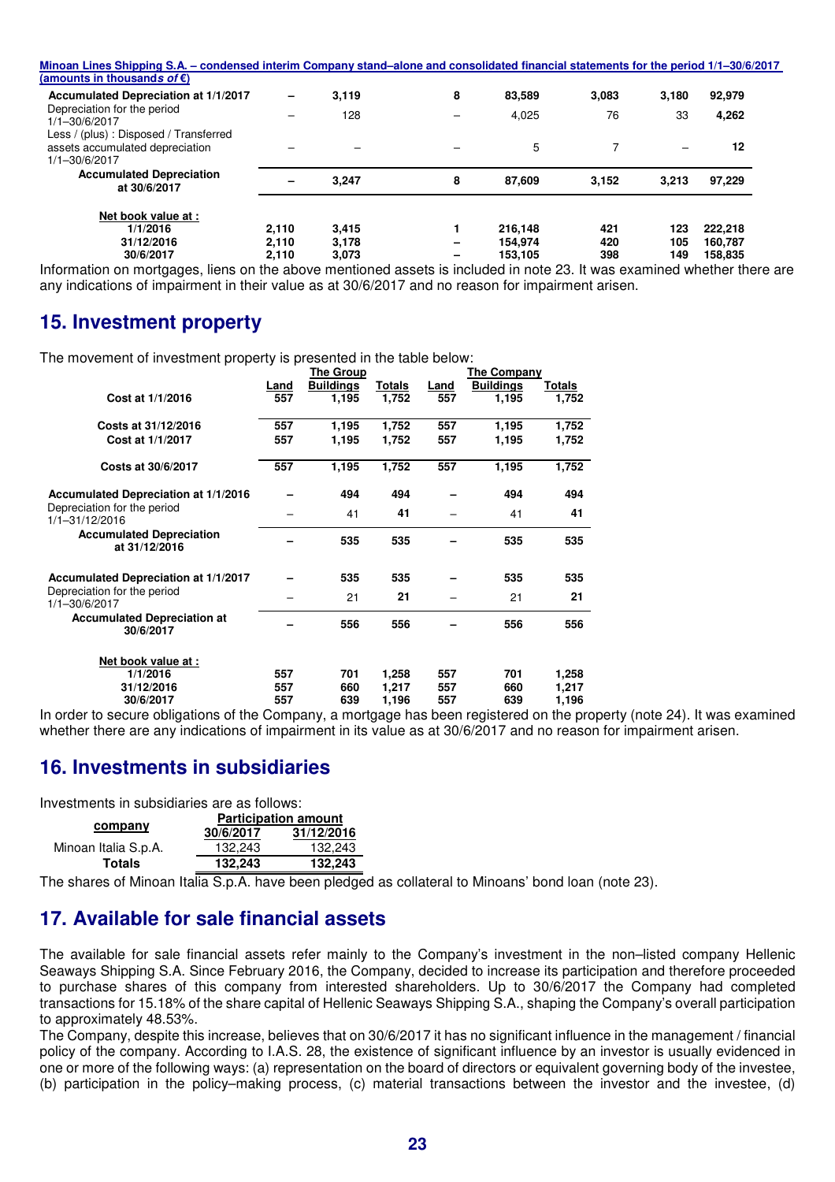| | | | | | | | |
|---|---|---|---|---|---|---|---|
| **Accumulated Depreciation at 1/1/2017** | **–** | **3,119** | **8** | **83,589** | **3,083** | **3,180** | **92,979** |
| Depreciation for the period 1/1–30/6/2017 | – | 128 | – | 4,025 | 76 | 33 | **4,262** |
| Less / (plus) : Disposed / Transferred assets accumulated depreciation 1/1–30/6/2017 | – | – | – | 5 | 7 | – | **12** |
| **Accumulated Depreciation at 30/6/2017** | **–** | **3,247** | **8** | **87,609** | **3,152** | **3,213** | **97,229** |
| | | | | | | | |
| **Net book value at :** | | | | | | | |
| **1/1/2016** | **2,110** | **3,415** | **1** | **216,148** | **421** | **123** | **222,218** |
| **31/12/2016** | **2,110** | **3,178** | **–** | **154,974** | **420** | **105** | **160,787** |
| **30/6/2017** | **2,110** | **3,073** | **–** | **153,105** | **398** | **149** | **158,835** |

Information on mortgages, liens on the above mentioned assets is included in note 23. It was examined whether there are any indications of impairment in their value as at 30/6/2017 and no reason for impairment arisen.

## 15. Investment property

The movement of investment property is presented in the table below:

| | The Group | | | The Company | | |
|---|---|---|---|---|---|---|
| | **Land** | **Buildings** | **Totals** | **Land** | **Buildings** | **Totals** |
| **Cost at 1/1/2016** | **557** | **1,195** | **1,752** | **557** | **1,195** | **1,752** |
| **Costs at 31/12/2016** | **557** | **1,195** | **1,752** | **557** | **1,195** | **1,752** |
| **Cost at 1/1/2017** | **557** | **1,195** | **1,752** | **557** | **1,195** | **1,752** |
| **Costs at 30/6/2017** | **557** | **1,195** | **1,752** | **557** | **1,195** | **1,752** |
| **Accumulated Depreciation at 1/1/2016** | **–** | **494** | **494** | **–** | **494** | **494** |
| Depreciation for the period 1/1–31/12/2016 | – | 41 | **41** | – | 41 | **41** |
| **Accumulated Depreciation at 31/12/2016** | **–** | **535** | **535** | **–** | **535** | **535** |
| **Accumulated Depreciation at 1/1/2017** | **–** | **535** | **535** | **–** | **535** | **535** |
| Depreciation for the period 1/1–30/6/2017 | – | 21 | **21** | – | 21 | **21** |
| **Accumulated Depreciation at 30/6/2017** | **–** | **556** | **556** | **–** | **556** | **556** |
| **Net book value at :** | | | | | | |
| **1/1/2016** | **557** | **701** | **1,258** | **557** | **701** | **1,258** |
| **31/12/2016** | **557** | **660** | **1,217** | **557** | **660** | **1,217** |
| **30/6/2017** | **557** | **639** | **1,196** | **557** | **639** | **1,196** |

In order to secure obligations of the Company, a mortgage has been registered on the property (note 24). It was examined whether there are any indications of impairment in its value as at 30/6/2017 and no reason for impairment arisen.

## 16. Investments in subsidiaries

Investments in subsidiaries are as follows:

| company | Participation amount | |
|---|---|---|
| | **30/6/2017** | **31/12/2016** |
| Minoan Italia S.p.A. | 132,243 | 132,243 |
| **Totals** | **132,243** | **132,243** |

The shares of Minoan Italia S.p.A. have been pledged as collateral to Minoans' bond loan (note 23).

## 17. Available for sale financial assets

The available for sale financial assets refer mainly to the Company's investment in the non–listed company Hellenic Seaways Shipping S.A. Since February 2016, the Company, decided to increase its participation and therefore proceeded to purchase shares of this company from interested shareholders. Up to 30/6/2017 the Company had completed transactions for 15.18% of the share capital of Hellenic Seaways Shipping S.A., shaping the Company's overall participation to approximately 48.53%.

The Company, despite this increase, believes that on 30/6/2017 it has no significant influence in the management / financial policy of the company. According to I.A.S. 28, the existence of significant influence by an investor is usually evidenced in one or more of the following ways: (a) representation on the board of directors or equivalent governing body of the investee, (b) participation in the policy–making process, (c) material transactions between the investor and the investee, (d)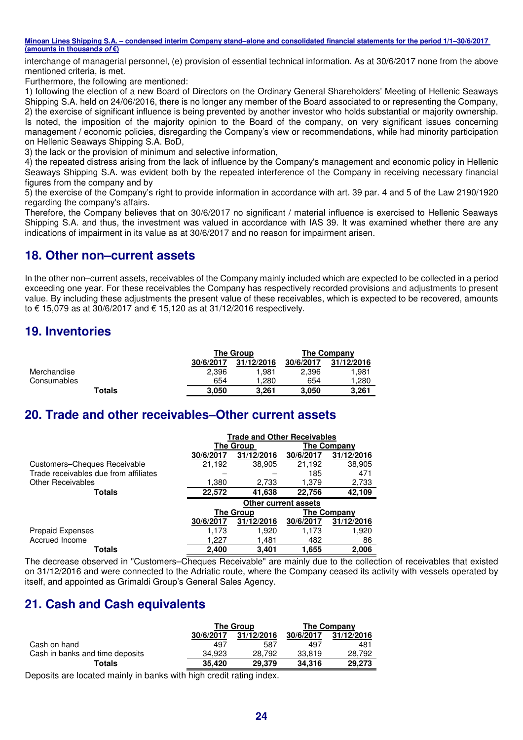interchange of managerial personnel, (e) provision of essential technical information. As at 30/6/2017 none from the above mentioned criteria, is met.

Furthermore, the following are mentioned:

1) following the election of a new Board of Directors on the Ordinary General Shareholders' Meeting of Hellenic Seaways Shipping S.A. held on 24/06/2016, there is no longer any member of the Board associated to or representing the Company,
2) the exercise of significant influence is being prevented by another investor who holds substantial or majority ownership. Is noted, the imposition of the majority opinion to the Board of the company, on very significant issues concerning management / economic policies, disregarding the Company's view or recommendations, while had minority participation on Hellenic Seaways Shipping S.A. BoD,
3) the lack or the provision of minimum and selective information,
4) the repeated distress arising from the lack of influence by the Company's management and economic policy in Hellenic Seaways Shipping S.A. was evident both by the repeated interference of the Company in receiving necessary financial figures from the company and by
5) the exercise of the Company's right to provide information in accordance with art. 39 par. 4 and 5 of the Law 2190/1920 regarding the company's affairs.

Therefore, the Company believes that on 30/6/2017 no significant / material influence is exercised to Hellenic Seaways Shipping S.A. and thus, the investment was valued in accordance with IAS 39. It was examined whether there are any indications of impairment in its value as at 30/6/2017 and no reason for impairment arisen.

## 18. Other non–current assets

In the other non–current assets, receivables of the Company mainly included which are expected to be collected in a period exceeding one year. For these receivables the Company has respectively recorded provisions and adjustments to present value. By including these adjustments the present value of these receivables, which is expected to be recovered, amounts to € 15,079 as at 30/6/2017 and € 15,120 as at 31/12/2016 respectively.

## 19. Inventories

| | The Group | | The Company | |
|---|---|---|---|---|
| | 30/6/2017 | 31/12/2016 | 30/6/2017 | 31/12/2016 |
| Merchandise | 2,396 | 1,981 | 2,396 | 1,981 |
| Consumables | 654 | 1,280 | 654 | 1,280 |
| **Totals** | **3,050** | **3,261** | **3,050** | **3,261** |

## 20. Trade and other receivables–Other current assets

| | Trade and Other Receivables | | | |
|---|---|---|---|---|
| | The Group | | The Company | |
| | 30/6/2017 | 31/12/2016 | 30/6/2017 | 31/12/2016 |
| Customers–Cheques Receivable | 21,192 | 38,905 | 21,192 | 38,905 |
| Trade receivables due from affiliates | – | – | 185 | 471 |
| Other Receivables | 1,380 | 2,733 | 1,379 | 2,733 |
| **Totals** | **22,572** | **41,638** | **22,756** | **42,109** |

| | Other current assets | | | |
|---|---|---|---|---|
| | The Group | | The Company | |
| | 30/6/2017 | 31/12/2016 | 30/6/2017 | 31/12/2016 |
| Prepaid Expenses | 1,173 | 1,920 | 1,173 | 1,920 |
| Accrued Income | 1,227 | 1,481 | 482 | 86 |
| **Totals** | **2,400** | **3,401** | **1,655** | **2,006** |

The decrease observed in "Customers–Cheques Receivable" are mainly due to the collection of receivables that existed on 31/12/2016 and were connected to the Adriatic route, where the Company ceased its activity with vessels operated by itself, and appointed as Grimaldi Group's General Sales Agency.

## 21. Cash and Cash equivalents

| | The Group | | The Company | |
|---|---|---|---|---|
| | 30/6/2017 | 31/12/2016 | 30/6/2017 | 31/12/2016 |
| Cash on hand | 497 | 587 | 497 | 481 |
| Cash in banks and time deposits | 34,923 | 28,792 | 33,819 | 28,792 |
| **Totals** | **35,420** | **29,379** | **34,316** | **29,273** |

Deposits are located mainly in banks with high credit rating index.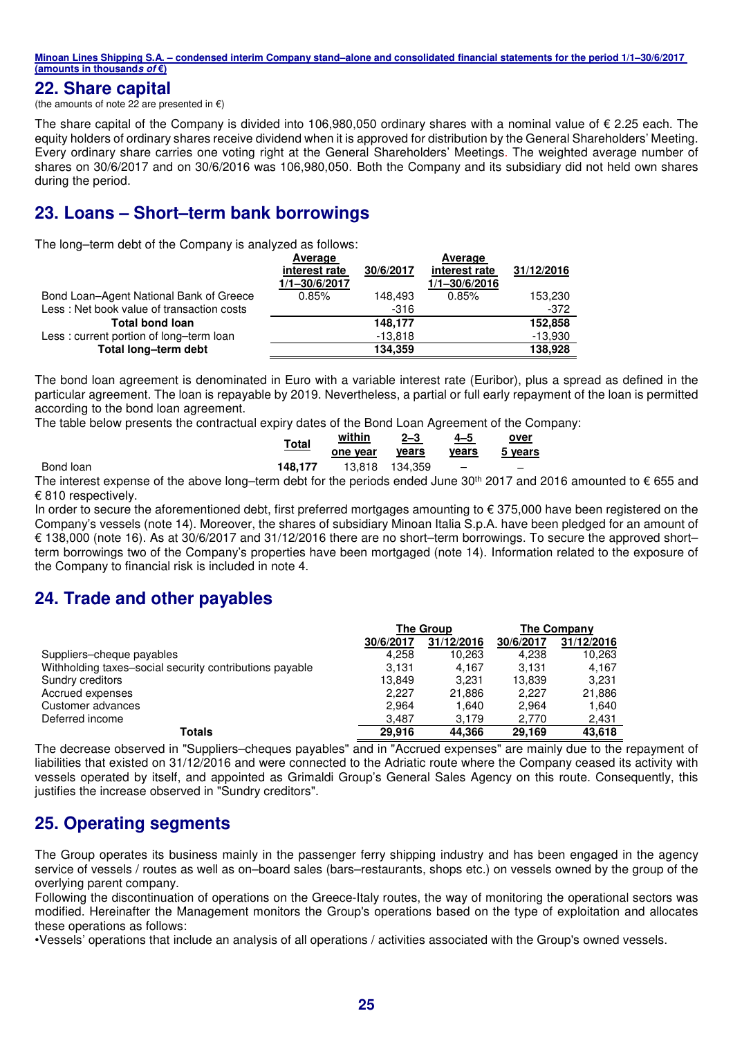## 22. Share capital

(the amounts of note 22 are presented in €)

The share capital of the Company is divided into 106,980,050 ordinary shares with a nominal value of € 2.25 each. The equity holders of ordinary shares receive dividend when it is approved for distribution by the General Shareholders' Meeting. Every ordinary share carries one voting right at the General Shareholders' Meetings. The weighted average number of shares on 30/6/2017 and on 30/6/2016 was 106,980,050. Both the Company and its subsidiary did not held own shares during the period.

## 23. Loans – Short–term bank borrowings

The long–term debt of the Company is analyzed as follows:

| | Average interest rate 1/1–30/6/2017 | 30/6/2017 | Average interest rate 1/1–30/6/2016 | 31/12/2016 |
|---|---|---|---|---|
| Bond Loan–Agent National Bank of Greece | 0.85% | 148,493 | 0.85% | 153,230 |
| Less : Net book value of transaction costs | | -316 | | -372 |
| **Total bond loan** | | **148,177** | | **152,858** |
| Less : current portion of long–term loan | | -13,818 | | -13,930 |
| **Total long–term debt** | | **134,359** | | **138,928** |

The bond loan agreement is denominated in Euro with a variable interest rate (Euribor), plus a spread as defined in the particular agreement. The loan is repayable by 2019. Nevertheless, a partial or full early repayment of the loan is permitted according to the bond loan agreement.

The table below presents the contractual expiry dates of the Bond Loan Agreement of the Company:

| | Total | within one year | 2–3 years | 4–5 years | over 5 years |
|---|---|---|---|---|---|
| Bond loan | **148,177** | 13,818 | 134,359 | – | – |

The interest expense of the above long–term debt for the periods ended June 30th 2017 and 2016 amounted to € 655 and € 810 respectively.

In order to secure the aforementioned debt, first preferred mortgages amounting to € 375,000 have been registered on the Company's vessels (note 14). Moreover, the shares of subsidiary Minoan Italia S.p.A. have been pledged for an amount of € 138,000 (note 16). As at 30/6/2017 and 31/12/2016 there are no short–term borrowings. To secure the approved short–term borrowings two of the Company's properties have been mortgaged (note 14). Information related to the exposure of the Company to financial risk is included in note 4.

## 24. Trade and other payables

| | The Group | | The Company | |
|---|---|---|---|---|
| | 30/6/2017 | 31/12/2016 | 30/6/2017 | 31/12/2016 |
| Suppliers–cheque payables | 4,258 | 10,263 | 4,238 | 10,263 |
| Withholding taxes–social security contributions payable | 3,131 | 4,167 | 3,131 | 4,167 |
| Sundry creditors | 13,849 | 3,231 | 13,839 | 3,231 |
| Accrued expenses | 2,227 | 21,886 | 2,227 | 21,886 |
| Customer advances | 2,964 | 1,640 | 2,964 | 1,640 |
| Deferred income | 3,487 | 3,179 | 2,770 | 2,431 |
| **Totals** | **29,916** | **44,366** | **29,169** | **43,618** |

The decrease observed in "Suppliers–cheques payables" and in "Accrued expenses" are mainly due to the repayment of liabilities that existed on 31/12/2016 and were connected to the Adriatic route where the Company ceased its activity with vessels operated by itself, and appointed as Grimaldi Group's General Sales Agency on this route. Consequently, this justifies the increase observed in "Sundry creditors".

## 25. Operating segments

The Group operates its business mainly in the passenger ferry shipping industry and has been engaged in the agency service of vessels / routes as well as on–board sales (bars–restaurants, shops etc.) on vessels owned by the group of the overlying parent company.

Following the discontinuation of operations on the Greece-Italy routes, the way of monitoring the operational sectors was modified. Hereinafter the Management monitors the Group's operations based on the type of exploitation and allocates these operations as follows:

- Vessels' operations that include an analysis of all operations / activities associated with the Group's owned vessels.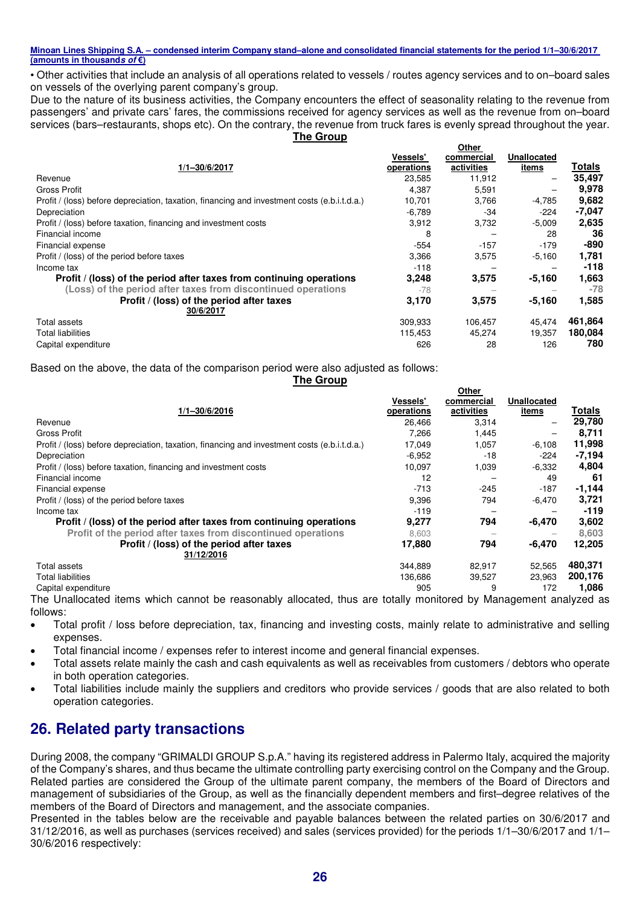• Other activities that include an analysis of all operations related to vessels / routes agency services and to on–board sales on vessels of the overlying parent company's group.

Due to the nature of its business activities, the Company encounters the effect of seasonality relating to the revenue from passengers' and private cars' fares, the commissions received for agency services as well as the revenue from on–board services (bars–restaurants, shops etc). On the contrary, the revenue from truck fares is evenly spread throughout the year.

**The Group**

| 1/1–30/6/2017 | Vessels' operations | Other commercial activities | Unallocated items | Totals |
|---|---|---|---|---|
| Revenue | 23,585 | 11,912 | – | **35,497** |
| Gross Profit | 4,387 | 5,591 | – | **9,978** |
| Profit / (loss) before depreciation, taxation, financing and investment costs (e.b.i.t.d.a.) | 10,701 | 3,766 | -4,785 | **9,682** |
| Depreciation | -6,789 | -34 | -224 | **-7,047** |
| Profit / (loss) before taxation, financing and investment costs | 3,912 | 3,732 | -5,009 | **2,635** |
| Financial income | 8 | – | 28 | **36** |
| Financial expense | -554 | -157 | -179 | **-890** |
| Profit / (loss) of the period before taxes | 3,366 | 3,575 | -5,160 | **1,781** |
| Income tax | -118 | – | – | **-118** |
| **Profit / (loss) of the period after taxes from continuing operations** | **3,248** | **3,575** | **-5,160** | **1,663** |
| **(Loss) of the period after taxes from discontinued operations** | -78 | – | – | **-78** |
| **Profit / (loss) of the period after taxes** | **3,170** | **3,575** | **-5,160** | **1,585** |
| **30/6/2017** | | | | |
| Total assets | 309,933 | 106,457 | 45,474 | **461,864** |
| Total liabilities | 115,453 | 45,274 | 19,357 | **180,084** |
| Capital expenditure | 626 | 28 | 126 | **780** |

Based on the above, the data of the comparison period were also adjusted as follows:

**The Group**

| 1/1–30/6/2016 | Vessels' operations | Other commercial activities | Unallocated items | Totals |
|---|---|---|---|---|
| Revenue | 26,466 | 3,314 | – | **29,780** |
| Gross Profit | 7,266 | 1,445 | – | **8,711** |
| Profit / (loss) before depreciation, taxation, financing and investment costs (e.b.i.t.d.a.) | 17,049 | 1,057 | -6,108 | **11,998** |
| Depreciation | -6,952 | -18 | -224 | **-7,194** |
| Profit / (loss) before taxation, financing and investment costs | 10,097 | 1,039 | -6,332 | **4,804** |
| Financial income | 12 | – | 49 | **61** |
| Financial expense | -713 | -245 | -187 | **-1,144** |
| Profit / (loss) of the period before taxes | 9,396 | 794 | -6,470 | **3,721** |
| Income tax | -119 | – | – | **-119** |
| **Profit / (loss) of the period after taxes from continuing operations** | **9,277** | **794** | **-6,470** | **3,602** |
| **Profit of the period after taxes from discontinued operations** | 8,603 | – | – | **8,603** |
| **Profit / (loss) of the period after taxes** | **17,880** | **794** | **-6,470** | **12,205** |
| **31/12/2016** | | | | |
| Total assets | 344,889 | 82,917 | 52,565 | **480,371** |
| Total liabilities | 136,686 | 39,527 | 23,963 | **200,176** |
| Capital expenditure | 905 | 9 | 172 | **1,086** |

The Unallocated items which cannot be reasonably allocated, thus are totally monitored by Management analyzed as follows:

- Total profit / loss before depreciation, tax, financing and investing costs, mainly relate to administrative and selling expenses.
- Total financial income / expenses refer to interest income and general financial expenses.
- Total assets relate mainly the cash and cash equivalents as well as receivables from customers / debtors who operate in both operation categories.
- Total liabilities include mainly the suppliers and creditors who provide services / goods that are also related to both operation categories.

## 26. Related party transactions

During 2008, the company "GRIMALDI GROUP S.p.A." having its registered address in Palermo Italy, acquired the majority of the Company's shares, and thus became the ultimate controlling party exercising control on the Company and the Group. Related parties are considered the Group of the ultimate parent company, the members of the Board of Directors and management of subsidiaries of the Group, as well as the financially dependent members and first–degree relatives of the members of the Board of Directors and management, and the associate companies.

Presented in the tables below are the receivable and payable balances between the related parties on 30/6/2017 and 31/12/2016, as well as purchases (services received) and sales (services provided) for the periods 1/1–30/6/2017 and 1/1–30/6/2016 respectively: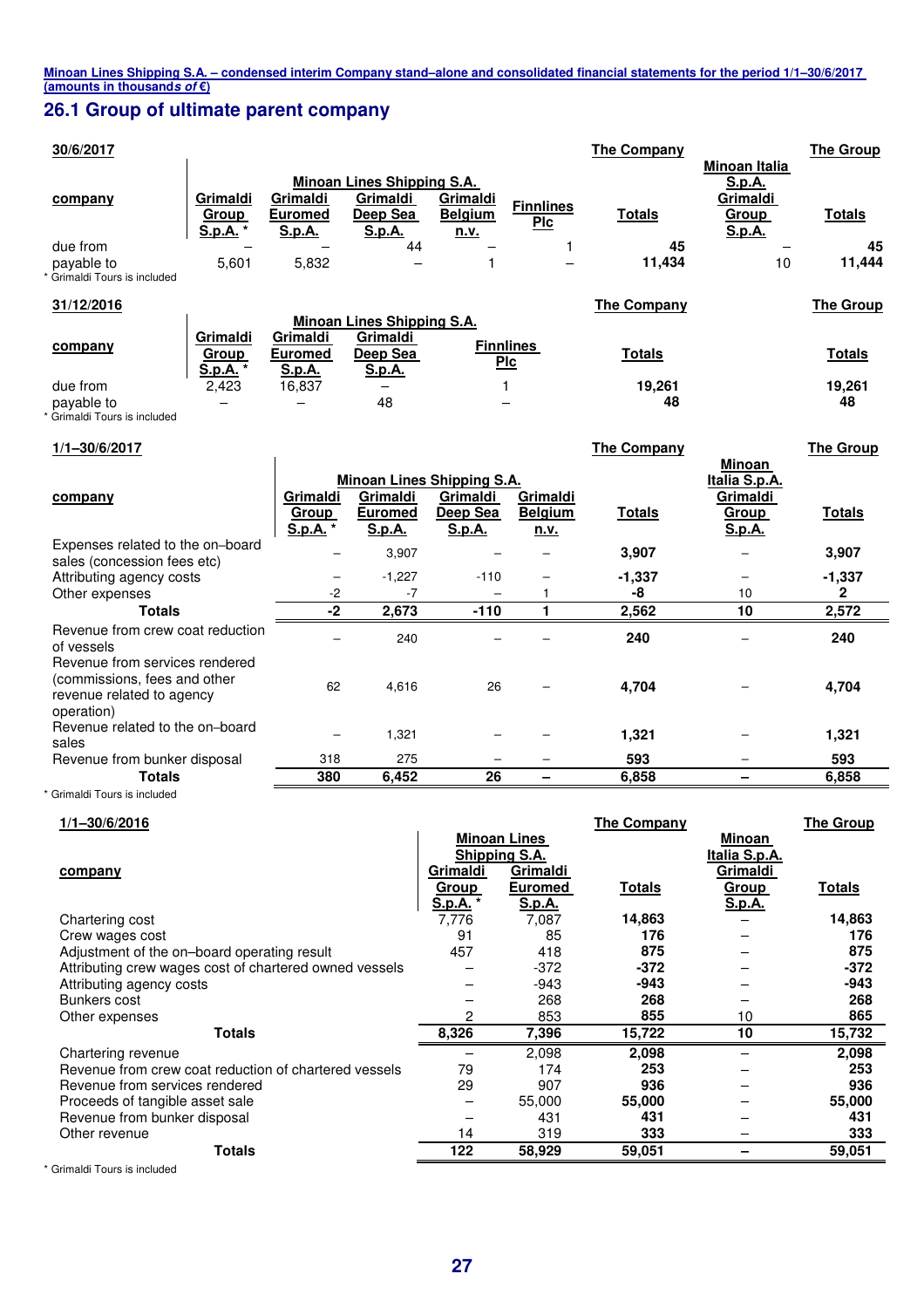## 26.1 Group of ultimate parent company

| 30/6/2017 | Minoan Lines Shipping S.A. | | | | | The Company | Minoan Italia S.p.A. | The Group |
|---|---|---|---|---|---|---|---|---|
| company | Grimaldi Group S.p.A. * | Grimaldi Euromed S.p.A. | Grimaldi Deep Sea S.p.A. | Grimaldi Belgium n.v. | Finnlines Plc | Totals | Grimaldi Group S.p.A. | Totals |
| due from | – | – | 44 | – | 1 | **45** | – | **45** |
| payable to | 5,601 | 5,832 | – | 1 | – | **11,434** | 10 | **11,444** |

\* Grimaldi Tours is included

| 31/12/2016 | Minoan Lines Shipping S.A. | | | | The Company | The Group |
|---|---|---|---|---|---|---|
| company | Grimaldi Group S.p.A. * | Grimaldi Euromed S.p.A. | Grimaldi Deep Sea S.p.A. | Finnlines Plc | Totals | Totals |
| due from | 2,423 | 16,837 | – | 1 | **19,261** | **19,261** |
| payable to | – | – | 48 | – | **48** | **48** |

\* Grimaldi Tours is included

| 1/1–30/6/2017 | Minoan Lines Shipping S.A. | | | | The Company | Minoan Italia S.p.A. | The Group |
|---|---|---|---|---|---|---|---|
| company | Grimaldi Group S.p.A. * | Grimaldi Euromed S.p.A. | Grimaldi Deep Sea S.p.A. | Grimaldi Belgium n.v. | Totals | Grimaldi Group S.p.A. | Totals |
| Expenses related to the on–board sales (concession fees etc) | – | 3,907 | – | – | **3,907** | – | **3,907** |
| Attributing agency costs | – | -1,227 | -110 | – | **-1,337** | – | **-1,337** |
| Other expenses | -2 | -7 | – | 1 | **-8** | 10 | **2** |
| **Totals** | **-2** | **2,673** | **-110** | **1** | **2,562** | **10** | **2,572** |
| Revenue from crew coat reduction of vessels | – | 240 | – | – | **240** | – | **240** |
| Revenue from services rendered (commissions, fees and other revenue related to agency operation) | 62 | 4,616 | 26 | – | **4,704** | – | **4,704** |
| Revenue related to the on–board sales | – | 1,321 | – | – | **1,321** | – | **1,321** |
| Revenue from bunker disposal | 318 | 275 | – | – | **593** | – | **593** |
| **Totals** | **380** | **6,452** | **26** | **–** | **6,858** | **–** | **6,858** |

\* Grimaldi Tours is included

| 1/1–30/6/2016 | Minoan Lines Shipping S.A. | | The Company | Minoan Italia S.p.A. | The Group |
|---|---|---|---|---|---|
| company | Grimaldi Group S.p.A. * | Grimaldi Euromed S.p.A. | Totals | Grimaldi Group S.p.A. | Totals |
| Chartering cost | 7,776 | 7,087 | **14,863** | – | **14,863** |
| Crew wages cost | 91 | 85 | **176** | – | **176** |
| Adjustment of the on–board operating result | 457 | 418 | **875** | – | **875** |
| Attributing crew wages cost of chartered owned vessels | – | -372 | **-372** | – | **-372** |
| Attributing agency costs | – | -943 | **-943** | – | **-943** |
| Bunkers cost | – | 268 | **268** | – | **268** |
| Other expenses | 2 | 853 | **855** | 10 | **865** |
| **Totals** | **8,326** | **7,396** | **15,722** | **10** | **15,732** |
| Chartering revenue | – | 2,098 | **2,098** | – | **2,098** |
| Revenue from crew coat reduction of chartered vessels | 79 | 174 | **253** | – | **253** |
| Revenue from services rendered | 29 | 907 | **936** | – | **936** |
| Proceeds of tangible asset sale | – | 55,000 | **55,000** | – | **55,000** |
| Revenue from bunker disposal | – | 431 | **431** | – | **431** |
| Other revenue | 14 | 319 | **333** | – | **333** |
| **Totals** | **122** | **58,929** | **59,051** | **–** | **59,051** |

\* Grimaldi Tours is included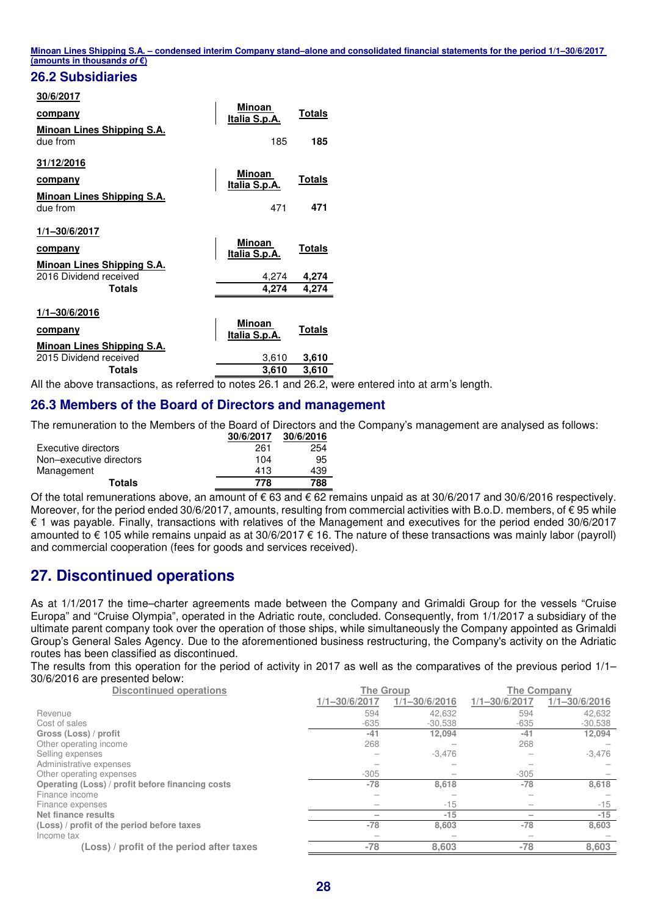## 26.2 Subsidiaries

**30/6/2017**

| company | Minoan Italia S.p.A. | Totals |
|---|---|---|
| **Minoan Lines Shipping S.A.** | | |
| due from | 185 | **185** |

**31/12/2016**

| company | Minoan Italia S.p.A. | Totals |
|---|---|---|
| **Minoan Lines Shipping S.A.** | | |
| due from | 471 | **471** |

**1/1–30/6/2017**

| company | Minoan Italia S.p.A. | Totals |
|---|---|---|
| **Minoan Lines Shipping S.A.** | | |
| 2016 Dividend received | 4,274 | **4,274** |
| **Totals** | **4,274** | **4,274** |

**1/1–30/6/2016**

| company | Minoan Italia S.p.A. | Totals |
|---|---|---|
| **Minoan Lines Shipping S.A.** | | |
| 2015 Dividend received | 3,610 | **3,610** |
| **Totals** | **3,610** | **3,610** |

All the above transactions, as referred to notes 26.1 and 26.2, were entered into at arm's length.

## 26.3 Members of the Board of Directors and management

The remuneration to the Members of the Board of Directors and the Company's management are analysed as follows:

| | 30/6/2017 | 30/6/2016 |
|---|---|---|
| Executive directors | 261 | 254 |
| Non–executive directors | 104 | 95 |
| Management | 413 | 439 |
| **Totals** | **778** | **788** |

Of the total remunerations above, an amount of € 63 and € 62 remains unpaid as at 30/6/2017 and 30/6/2016 respectively. Moreover, for the period ended 30/6/2017, amounts, resulting from commercial activities with B.o.D. members, of € 95 while € 1 was payable. Finally, transactions with relatives of the Management and executives for the period ended 30/6/2017 amounted to € 105 while remains unpaid as at 30/6/2017 € 16. The nature of these transactions was mainly labor (payroll) and commercial cooperation (fees for goods and services received).

# 27. Discontinued operations

As at 1/1/2017 the time–charter agreements made between the Company and Grimaldi Group for the vessels "Cruise Europa" and "Cruise Olympia", operated in the Adriatic route, concluded. Consequently, from 1/1/2017 a subsidiary of the ultimate parent company took over the operation of those ships, while simultaneously the Company appointed as Grimaldi Group's General Sales Agency. Due to the aforementioned business restructuring, the Company's activity on the Adriatic routes has been classified as discontinued.

The results from this operation for the period of activity in 2017 as well as the comparatives of the previous period 1/1–30/6/2016 are presented below:

| Discontinued operations | The Group | | The Company | |
|---|---|---|---|---|
| | 1/1–30/6/2017 | 1/1–30/6/2016 | 1/1–30/6/2017 | 1/1–30/6/2016 |
| Revenue | 594 | 42,632 | 594 | 42,632 |
| Cost of sales | -635 | -30,538 | -635 | -30,538 |
| **Gross (Loss) / profit** | **-41** | **12,094** | **-41** | **12,094** |
| Other operating income | 268 | – | 268 | – |
| Selling expenses | – | -3,476 | – | -3,476 |
| Administrative expenses | – | – | – | – |
| Other operating expenses | -305 | – | -305 | – |
| **Operating (Loss) / profit before financing costs** | **-78** | **8,618** | **-78** | **8,618** |
| Finance income | – | – | – | – |
| Finance expenses | – | -15 | – | -15 |
| **Net finance results** | **–** | **-15** | **–** | **-15** |
| **(Loss) / profit of the period before taxes** | **-78** | **8,603** | **-78** | **8,603** |
| Income tax | – | – | – | – |
| **(Loss) / profit of the period after taxes** | **-78** | **8,603** | **-78** | **8,603** |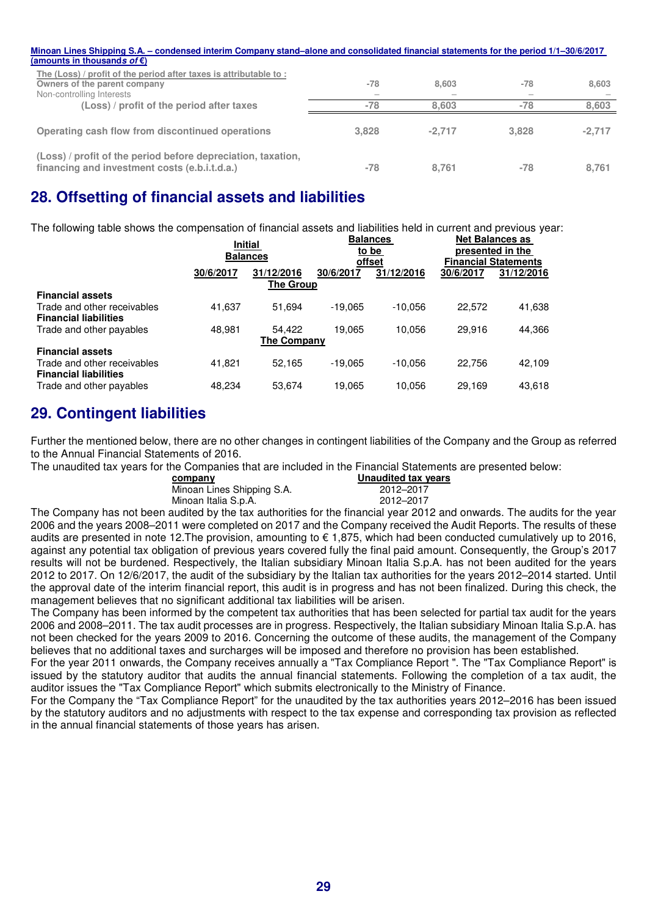| The (Loss) / profit of the period after taxes is attributable to : | | | | |
|---|---|---|---|---|
| Owners of the parent company | -78 | 8,603 | -78 | 8,603 |
| Non-controlling Interests | – | – | – | – |
| (Loss) / profit of the period after taxes | -78 | 8,603 | -78 | 8,603 |
| Operating cash flow from discontinued operations | 3,828 | -2,717 | 3,828 | -2,717 |
| (Loss) / profit of the period before depreciation, taxation, financing and investment costs (e.b.i.t.d.a.) | -78 | 8,761 | -78 | 8,761 |

## 28. Offsetting of financial assets and liabilities

The following table shows the compensation of financial assets and liabilities held in current and previous year:

| | Initial Balances | | Balances to be offset | | Net Balances as presented in the Financial Statements | |
|---|---|---|---|---|---|---|
| | 30/6/2017 | 31/12/2016 | 30/6/2017 | 31/12/2016 | 30/6/2017 | 31/12/2016 |
| | | **The Group** | | | | |
| **Financial assets** | | | | | | |
| Trade and other receivables | 41,637 | 51,694 | -19,065 | -10,056 | 22,572 | 41,638 |
| **Financial liabilities** | | | | | | |
| Trade and other payables | 48,981 | 54,422 | 19,065 | 10,056 | 29,916 | 44,366 |
| | | **The Company** | | | | |
| **Financial assets** | | | | | | |
| Trade and other receivables | 41,821 | 52,165 | -19,065 | -10,056 | 22,756 | 42,109 |
| **Financial liabilities** | | | | | | |
| Trade and other payables | 48,234 | 53,674 | 19,065 | 10,056 | 29,169 | 43,618 |

## 29. Contingent liabilities

Further the mentioned below, there are no other changes in contingent liabilities of the Company and the Group as referred to the Annual Financial Statements of 2016.

The unaudited tax years for the Companies that are included in the Financial Statements are presented below:

| company | Unaudited tax years |
|---|---|
| Minoan Lines Shipping S.A. | 2012–2017 |
| Minoan Italia S.p.A. | 2012–2017 |

The Company has not been audited by the tax authorities for the financial year 2012 and onwards. The audits for the year 2006 and the years 2008–2011 were completed on 2017 and the Company received the Audit Reports. The results of these audits are presented in note 12.The provision, amounting to € 1,875, which had been conducted cumulatively up to 2016, against any potential tax obligation of previous years covered fully the final paid amount. Consequently, the Group's 2017 results will not be burdened. Respectively, the Italian subsidiary Minoan Italia S.p.A. has not been audited for the years 2012 to 2017. On 12/6/2017, the audit of the subsidiary by the Italian tax authorities for the years 2012–2014 started. Until the approval date of the interim financial report, this audit is in progress and has not been finalized. During this check, the management believes that no significant additional tax liabilities will be arisen.

The Company has been informed by the competent tax authorities that has been selected for partial tax audit for the years 2006 and 2008–2011. The tax audit processes are in progress. Respectively, the Italian subsidiary Minoan Italia S.p.A. has not been checked for the years 2009 to 2016. Concerning the outcome of these audits, the management of the Company believes that no additional taxes and surcharges will be imposed and therefore no provision has been established.

For the year 2011 onwards, the Company receives annually a "Tax Compliance Report ". The "Tax Compliance Report" is issued by the statutory auditor that audits the annual financial statements. Following the completion of a tax audit, the auditor issues the "Tax Compliance Report" which submits electronically to the Ministry of Finance.

For the Company the "Tax Compliance Report" for the unaudited by the tax authorities years 2012–2016 has been issued by the statutory auditors and no adjustments with respect to the tax expense and corresponding tax provision as reflected in the annual financial statements of those years has arisen.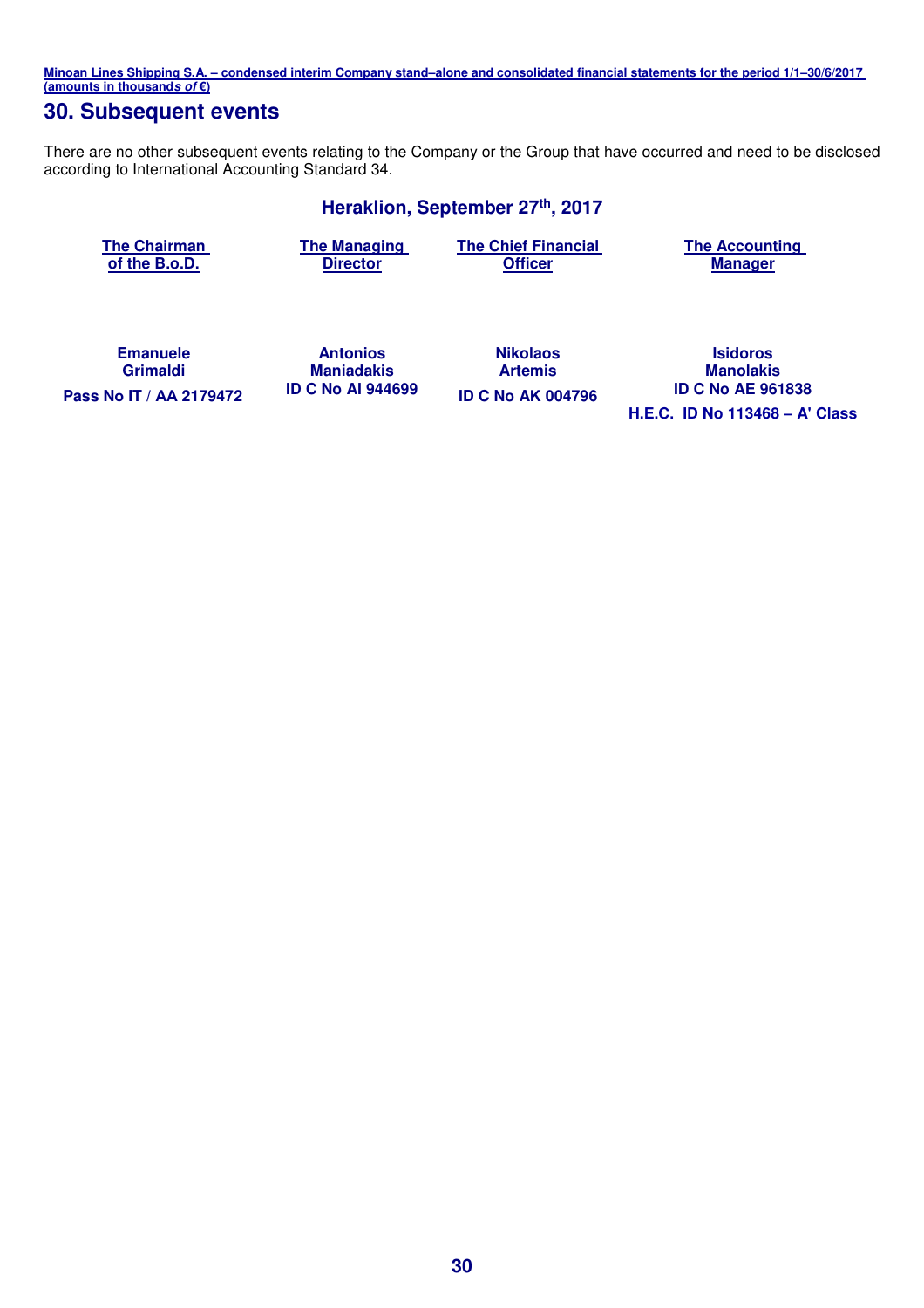## 30. Subsequent events

There are no other subsequent events relating to the Company or the Group that have occurred and need to be disclosed according to International Accounting Standard 34.

**Heraklion, September 27th, 2017**

| The Chairman of the B.o.D. | The Managing Director | The Chief Financial Officer | The Accounting Manager |
|---|---|---|---|
| **Emanuele Grimaldi** | **Antonios Maniadakis** | **Nikolaos Artemis** | **Isidoros Manolakis** |
| **Pass No IT / AA 2179472** | **ID C No AI 944699** | **ID C No AK 004796** | **ID C No AE 961838** |
| | | | **H.E.C. ID No 113468 – A' Class** |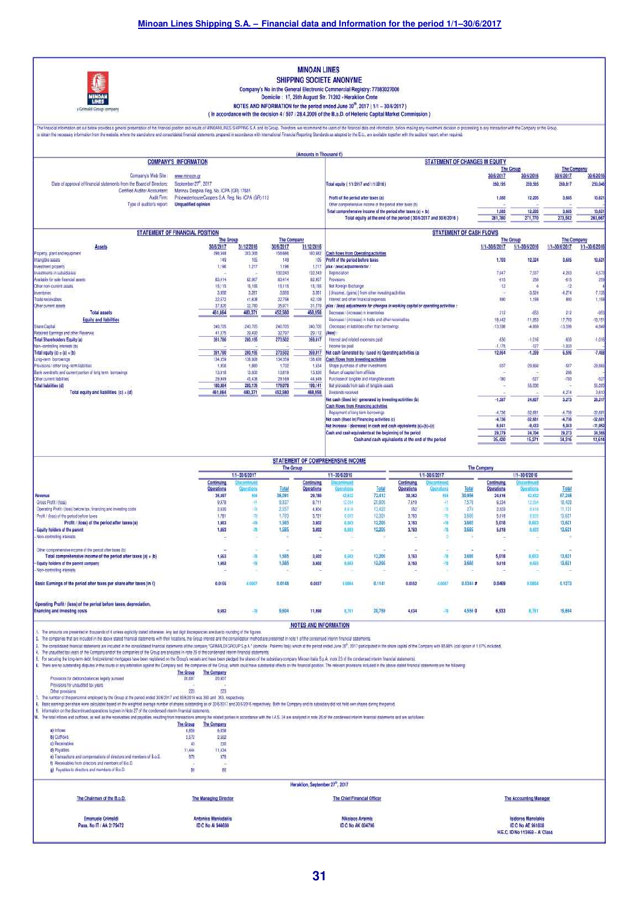# Minoan Lines Shipping S.A. – Financial data and Information for the period 1/1–30/6/2017

**MINOAN LINES**
**SHIPPING SOCIETE ANONYME**
Company's No in the General Electronic Commercial Registry: 77083027000
Domicile : 17, 25th August Str. 71202 - Heraklion Crete
NOTES AND INFORMATION for the period ended June 30th, 2017 ( 1/1 – 30/6/2017 )
( In accordance with the decision 4 / 507 / 28.4.2009 of the B.o.D. of Hellenic Capital Market Commission )

The financial information set out below provides a general presentation of the financial position and results of MINOAN LINES SHIPPING S.A. and its Group. Therefore, we recommend the users of the financial data and information, before making any investment decision or proceeding to any transaction with the Company or the Group, to obtain the necessary information from the website where the stand-alone and consolidated financial statements prepared in accordance with International Financial Reporting Standards as adopted by the E.U., are available together with the auditors' report, when required.

(Amounts in Thousand €)

## COMPANY'S INFORMATION

| | |
|---|---|
| Company's Web Site : | www.minoan.gr |
| Date of approval of financial statements from the Board of Directors: | September 27th, 2017 |
| Certified Auditor Accountant: | Marinos Despinis Reg. No. ICPA (GR) 17681 |
| Audit Firm: | PricewaterhouseCoopers S.A. Reg. No. ICPA (GR) 113 |
| Type of auditor's report: | Unqualified opinion |

## STATEMENT OF CHANGES IN EQUITY

| | The Group 30/6/2017 | The Group 30/6/2016 | The Company 30/6/2017 | The Company 30/6/2016 |
|---|---|---|---|---|
| Total equity ( 1/1/2017 and 1/1/2016 ) | 280,195 | 259,565 | 269,917 | 250,046 |
| Profit of the period after taxes (a) | 1,585 | 12,205 | 3,685 | 13,621 |
| Other comprehensive income of the period after taxes (b) | – | – | – | – |
| Total comprehensive income of the period after taxes (a) + b) | 1,585 | 12,205 | 3,685 | 13,621 |
| Total equity at the end of the period ( 30/6/2017 and 30/6/2016 ) | 281,780 | 271,770 | 273,602 | 263,667 |

## STATEMENT OF FINANCIAL POSITION

| Assets | The Group 30/6/2017 | The Group 31/12/2016 | The Company 30/6/2017 | The Company 31/12/2016 |
|---|---|---|---|---|
| Property, plant and equipment | 298,348 | 303,309 | 158,680 | 160,482 |
| Intangible assets | 149 | 105 | 149 | 105 |
| Investment property | 1,196 | 1,217 | 1,196 | 1,217 |
| Investments in subsidiaries | – | – | 132,243 | 132,243 |
| Available for sale financial assets | 83,414 | 82,827 | 83,414 | 82,827 |
| Other non-current assets | 15,115 | 15,155 | 15,115 | 15,155 |
| Inventories | 3,050 | 3,261 | 3,050 | 3,261 |
| Trade receivables | 22,572 | 41,638 | 22,756 | 42,109 |
| Other current assets | 37,820 | 32,780 | 35,971 | 31,770 |
| **Total assets** | **461,664** | **480,371** | **452,580** | **468,558** |
| **Equity and liabilities** | | | | |
| Share Capital | 240,705 | 240,705 | 240,705 | 240,705 |
| Retained Earnings and other Reserves | 41,075 | 39,490 | 32,797 | 29,112 |
| **Total Shareholders Equity (a)** | **281,780** | **280,195** | **273,502** | **269,817** |
| Non-controlling interests (b) | – | – | – | – |
| **Total equity (c) = (a) + (b)** | **281,780** | **280,195** | **273,502** | **269,817** |
| Long-term borrowings | 134,359 | 138,938 | 134,359 | 138,938 |
| Provisions / other long-term liabilities | 1,858 | 1,880 | 1,732 | 1,634 |
| Bank overdrafts and current portion of long term borrowings | 13,818 | 13,820 | 13,818 | 13,820 |
| Other current liabilities | 29,849 | 45,438 | 29,169 | 44,549 |
| **Total liabilities (d)** | **180,884** | **200,176** | **179,078** | **199,141** |
| **Total equity and liabilities (c) + (d)** | **461,664** | **480,371** | **452,580** | **468,558** |

## STATEMENT OF CASH FLOWS

| | The Group 1/1–30/6/2017 | The Group 1/1–30/6/2016 | The Company 1/1–30/6/2017 | The Company 1/1–30/6/2016 |
|---|---|---|---|---|
| **Cash flows from Operating activities** | | | | |
| Profit of the period before taxes | 1,703 | 12,324 | 3,686 | 13,621 |
| *plus / (less) adjustments for :* | | | | |
| Depreciation | 7,647 | 7,447 | 4,263 | 4,573 |
| Provisions | -615 | 259 | -615 | 259 |
| Net Foreign Exchange | -12 | 4 | -12 | 4 |
| ( (Income) , (gains) ) from other investing activities | – | -3,524 | -4,214 | -7,135 |
| Interest and other financial expenses | 880 | 1,159 | 880 | 1,159 |
| *plus / (less) adjustments for changes in working capital or operating activities :* | | | | |
| Decrease / (increase) in inventories | 212 | -653 | 212 | -653 |
| Decrease / (increase) in trade and other receivables | 18,442 | -11,853 | 17,793 | -13,151 |
| (Decrease) in liabilities other than borrowings | -13,598 | -4,859 | -13,596 | -4,849 |
| *(less) :* | | | | |
| Interest and related expenses paid | -830 | -1,016 | -830 | -1,016 |
| Income tax paid | -1,175 | -127 | -1,000 | – |
| **Net cash Generated by / (used in) Operating activities (a)** | **12,654** | **-1,359** | **6,566** | **-7,488** |
| **Cash flows from Investing activities** | | | | |
| Share purchase of other investments | -587 | -29,666 | -587 | -29,666 |
| Return of capital from affiliate | – | – | 286 | – |
| Purchase of tangible and intangible assets | -780 | -527 | -780 | -527 |
| Net proceeds from sale of tangible assets | – | 55,000 | – | 55,000 |
| Dividends received | – | – | 4,274 | 3,610 |
| **Net cash (Used in) / generated by investing activities (b)** | **-1,287** | **24,807** | **3,213** | **28,217** |
| **Cash Flows from Financing activities** | | | | |
| Repayment of long term borrowings | -4,736 | -32,681 | -4,736 | -32,681 |
| Net cash (Used in) Financing activities (c) | -4,736 | -32,681 | -4,736 | -32,681 |
| Net increase / (decrease) in cash and cash equivalents (a)+(b)+(c) | 6,641 | -9,433 | 5,043 | -11,952 |
| Cash and cash equivalents at the beginning of the period | 28,779 | 24,704 | 29,273 | 24,566 |
| **Cash and cash equivalents at the end of the period** | **35,420** | **15,271** | **34,316** | **12,614** |

## STATEMENT OF COMPREHENSIVE INCOME

| | The Group 1/1–30/6/2017 Continuing Operations | Discontinued Operations | Total | The Group 1/1–30/6/2016 Continuing Operations | Discontinued Operations | Total | The Company 1/1–30/6/2017 Continuing Operations | Discontinued Operations | Total | The Company 1/1–30/6/2016 Continuing Operations | Discontinued Operations | Total |
|---|---|---|---|---|---|---|---|---|---|---|---|---|
| Revenue | 35,497 | 594 | 36,091 | 29,780 | 42,632 | 72,412 | 30,362 | 594 | 30,956 | 24,616 | 42,632 | 67,248 |
| Gross Profit / (loss) | 9,978 | -41 | 9,937 | 8,711 | 12,094 | 20,805 | 7,619 | -41 | 7,578 | 6,334 | 12,094 | 18,428 |
| Operating Profit / (loss) before tax, financing and investing costs | 2,635 | -78 | 2,557 | 4,804 | 8,618 | 13,422 | 352 | -78 | 274 | 2,503 | 8,618 | 11,121 |
| Profit / (loss) of the period before taxes | 1,781 | -78 | 1,703 | 3,721 | 8,603 | 12,324 | 3,763 | -78 | 3,686 | 5,018 | 8,603 | 13,621 |
| **Profit / (loss) of the period after taxes (a)** | **1,663** | **-78** | **1,585** | **3,602** | **8,603** | **12,205** | **3,763** | **-78** | **3,685** | **5,018** | **8,603** | **13,621** |
| - Equity holders of the parent | 1,663 | -78 | 1,585 | 3,602 | 8,603 | 12,205 | 3,763 | -78 | 3,685 | 5,018 | 8,603 | 13,621 |
| - Non-controlling interests | – | – | – | – | – | – | – | 0 | – | – | – | – |
| Other comprehensive income of the period after taxes (b) | – | – | – | – | – | – | – | – | – | – | – | – |
| **Total comprehensive income of the period after taxes (a) + b)** | **1,663** | **-78** | **1,585** | **3,602** | **8,603** | **12,205** | **3,763** | **-78** | **3,685** | **5,018** | **8,603** | **13,621** |
| - Equity holders of the parent company | 1,663 | -78 | 1,585 | 3,602 | 8,603 | 12,205 | 3,763 | -78 | 3,685 | 5,018 | 8,603 | 13,621 |
| - Non-controlling interests | – | – | – | – | – | – | – | – | – | – | – | – |
| **Basic Earnings of the period after taxes per share after taxes (in €)** | 0.0155 | -0.0007 | 0.0148 | 0.0337 | 0.0804 | 0.1141 | 0.0352 | -0.0007 | 0.0344 # | 0.0469 | 0.0804 | 0.1273 |
| **Operating Profit / (loss) of the period before taxes, depreciation, financing and investing costs** | 9,882 | -78 | 9,804 | 11,998 | 8,761 | 20,759 | 4,634 | -78 | 4,556 0 | 6,933 | 8,761 | 15,694 |

## NOTES AND INFORMATION

1. The amounts are presented in thousands of € unless explicitly stated otherwise. Any last digit discrepancies are due to rounding of the figures.
2. The companies that are included in the above stated financial statements with their locations, the Group interest and the consolidation method are presented in note 1 of the condensed interim financial statements.
3. The consolidated financial statements are included in the consolidated financial statements of the company "GRIMALDI GROUP S.p.A." (domicile : Palermo Italy) which at the period ended June 30th, 2017 participated in the share capital of the Company with 98,98% (call option of 1.97% included).
4. The unaudited tax years of the Company and of the companies of the Group are analysed in note 20 of the condensed interim financial statements.
5. For securing the long-term debt, first preferred mortgages have been registered on the Group's vessels and have been pledged the shares of the subsidiary company Minoan Italia S.p.A. note 23 of the condensed interim financial statements).
6. There are no outstanding disputes in the courts or any arbitration against the Company and the companies of the Group, which could have substantial effects on the financial position. The relevant provisions included in the above stated financial statements are the following:

| | The Group | The Company |
|---|---|---|
| Provisions for debtors balances legally pursued | 20,607 | 20,607 |
| Provisions for unaudited tax years | – | – |
| Other provisions | 223 | 223 |

7. The number of the personnel employed by the Group at the period ended 30/6/2017 and 30/6/2016 was 360 and 363, respectively.
8. Basic earnings per share were calculated based on the weighted average number of shares outstanding as of 30/6/2017 and 30/6/2016 respectively. Both the Company and its subsidiary did not hold own shares during the period.
9. Information on the discontinued operations is given in Note 27 of the condensed interim financial statements.
10. The total inflows and outflows, as well as the receivables and payables, resulting from transactions among the related parties in accordance with the I.A.S. 24 are analysed in note 26 of the condensed interim financial statements and are as follows:

| | The Group | The Company |
|---|---|---|
| a) Inflows | 6,858 | 6,858 |
| b) Outflows | 2,570 | 2,562 |
| c) Receivables | 48 | 230 |
| d) Payables | 11,444 | 11,434 |
| e) Transactions and compensations of directors and members of B.o.D. | 578 | 578 |
| f) Receivables from directors and members of B.o.D. | – | – |
| g) Payables to directors and members of B.o.D. | 80 | 80 |

Heraklion, September 27th, 2017

| The Chairman of the B.o.D. | The Managing Director | The Chief Financial Officer | The Accounting Manager |
|---|---|---|---|
| Emanuele Grimaldi | Antonios Maniadakis | Nikolaos Arapis | Isidoros Maniatakis |
| Pass. No IT / AA 2179472 | ID C No AI 944696 | ID C No AK 004796 | ID C No AE 951838 |
| | | | H.E.C. ID No 113468 – A' Class |